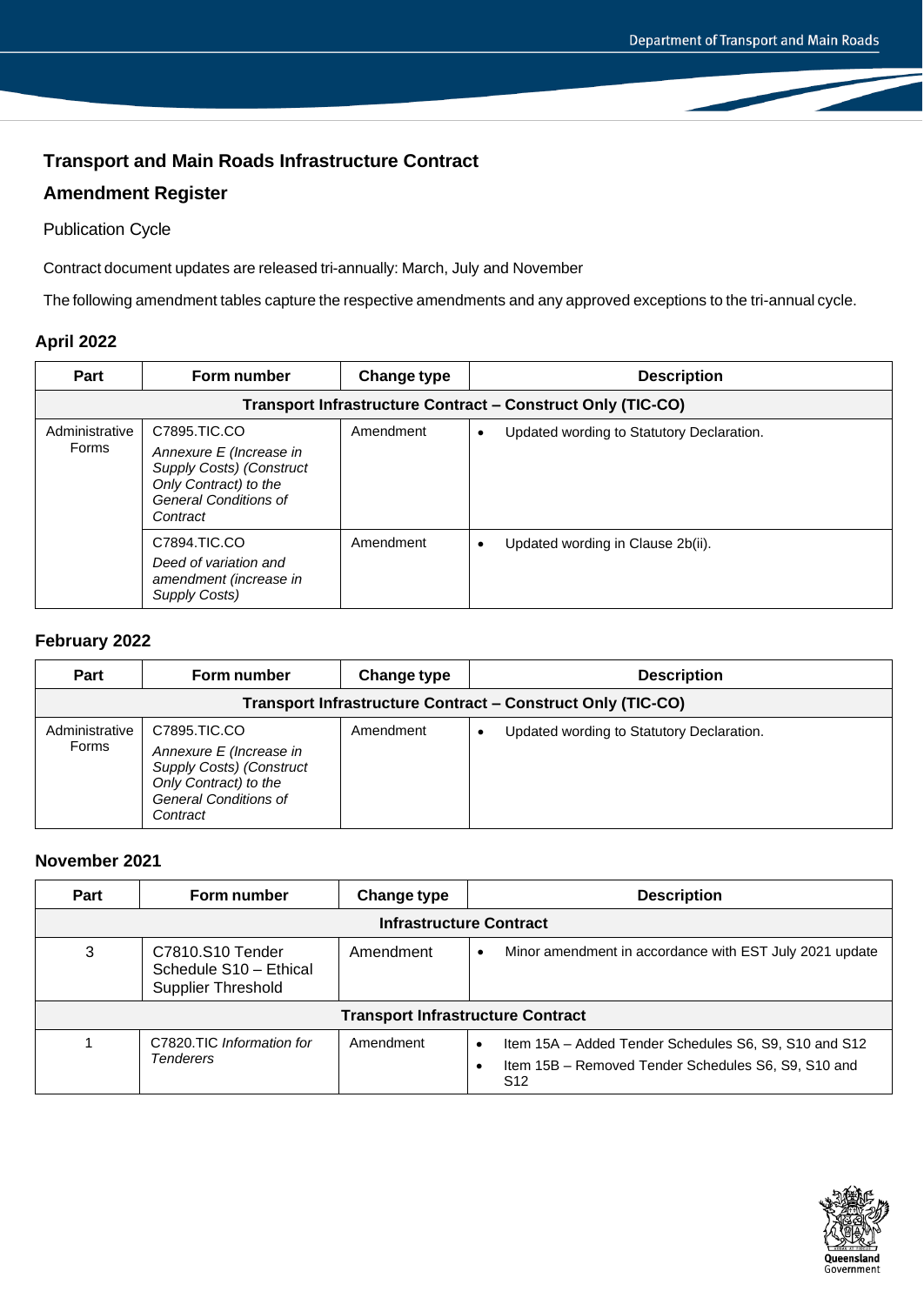# Transport and Main Roads Infrastructure Contract

## Amendment Register

Publication Cycle

Contract document updates are released tri-annually: March, July and November

The following amendment tables capture the respective amendments and any approved exceptions to the tri-annual cycle.

### April 2022

| Part | Form number | Change type | Description |
|---|---|---|---|
| **Transport Infrastructure Contract – Construct Only (TIC-CO)** | | | |
| Administrative Forms | C7895.TIC.CO *Annexure E (Increase in Supply Costs) (Construct Only Contract) to the General Conditions of Contract* | Amendment | • Updated wording to Statutory Declaration. |
| | C7894.TIC.CO *Deed of variation and amendment (increase in Supply Costs)* | Amendment | • Updated wording in Clause 2b(ii). |

### February 2022

| Part | Form number | Change type | Description |
|---|---|---|---|
| **Transport Infrastructure Contract – Construct Only (TIC-CO)** | | | |
| Administrative Forms | C7895.TIC.CO *Annexure E (Increase in Supply Costs) (Construct Only Contract) to the General Conditions of Contract* | Amendment | • Updated wording to Statutory Declaration. |

### November 2021

| Part | Form number | Change type | Description |
|---|---|---|---|
| **Infrastructure Contract** | | | |
| 3 | C7810.S10 Tender Schedule S10 – Ethical Supplier Threshold | Amendment | • Minor amendment in accordance with EST July 2021 update |
| **Transport Infrastructure Contract** | | | |
| 1 | C7820.TIC *Information for Tenderers* | Amendment | • Item 15A – Added Tender Schedules S6, S9, S10 and S12<br>• Item 15B – Removed Tender Schedules S6, S9, S10 and S12 |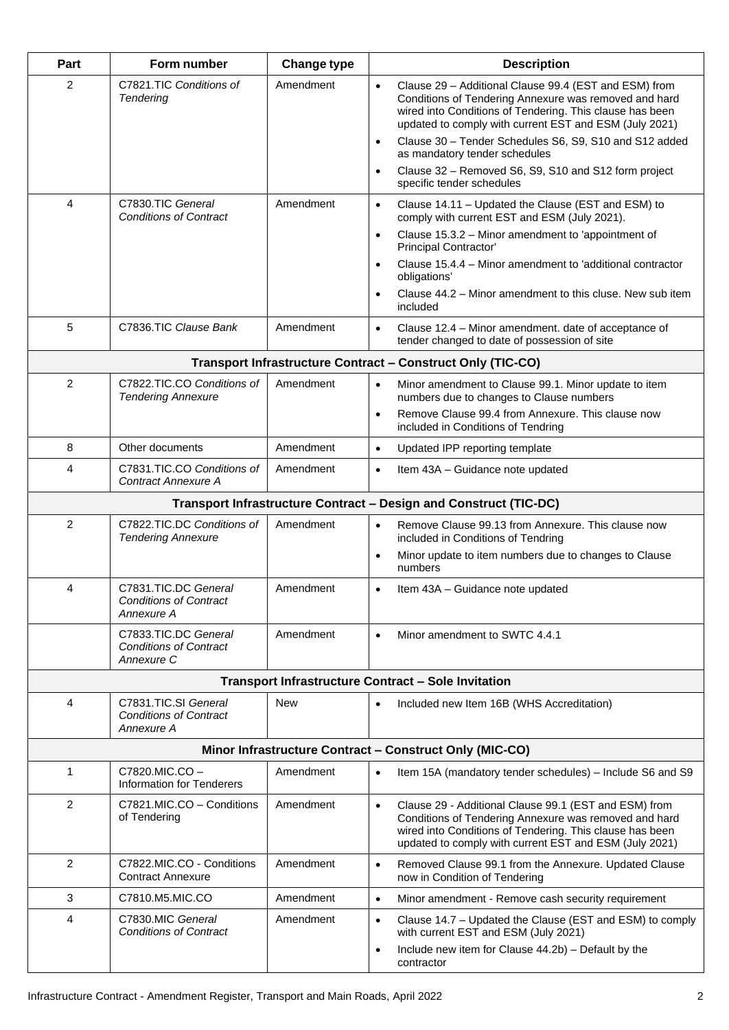| Part | Form number | Change type | Description |
|---|---|---|---|
| 2 | C7821.TIC *Conditions of Tendering* | Amendment | • Clause 29 – Additional Clause 99.4 (EST and ESM) from Conditions of Tendering Annexure was removed and hard wired into Conditions of Tendering. This clause has been updated to comply with current EST and ESM (July 2021)<br>• Clause 30 – Tender Schedules S6, S9, S10 and S12 added as mandatory tender schedules<br>• Clause 32 – Removed S6, S9, S10 and S12 form project specific tender schedules |
| 4 | C7830.TIC *General Conditions of Contract* | Amendment | • Clause 14.11 – Updated the Clause (EST and ESM) to comply with current EST and ESM (July 2021).<br>• Clause 15.3.2 – Minor amendment to 'appointment of Principal Contractor'<br>• Clause 15.4.4 – Minor amendment to 'additional contractor obligations'<br>• Clause 44.2 – Minor amendment to this cluse. New sub item included |
| 5 | C7836.TIC *Clause Bank* | Amendment | • Clause 12.4 – Minor amendment. date of acceptance of tender changed to date of possession of site |
| **Transport Infrastructure Contract – Construct Only (TIC-CO)** | | | |
| 2 | C7822.TIC.CO *Conditions of Tendering Annexure* | Amendment | • Minor amendment to Clause 99.1. Minor update to item numbers due to changes to Clause numbers<br>• Remove Clause 99.4 from Annexure. This clause now included in Conditions of Tendring |
| 8 | Other documents | Amendment | • Updated IPP reporting template |
| 4 | C7831.TIC.CO *Conditions of Contract Annexure A* | Amendment | • Item 43A – Guidance note updated |
| **Transport Infrastructure Contract – Design and Construct (TIC-DC)** | | | |
| 2 | C7822.TIC.DC *Conditions of Tendering Annexure* | Amendment | • Remove Clause 99.13 from Annexure. This clause now included in Conditions of Tendring<br>• Minor update to item numbers due to changes to Clause numbers |
| 4 | C7831.TIC.DC *General Conditions of Contract Annexure A* | Amendment | • Item 43A – Guidance note updated |
| | C7833.TIC.DC *General Conditions of Contract Annexure C* | Amendment | • Minor amendment to SWTC 4.4.1 |
| **Transport Infrastructure Contract – Sole Invitation** | | | |
| 4 | C7831.TIC.SI *General Conditions of Contract Annexure A* | New | • Included new Item 16B (WHS Accreditation) |
| **Minor Infrastructure Contract – Construct Only (MIC-CO)** | | | |
| 1 | C7820.MIC.CO – Information for Tenderers | Amendment | • Item 15A (mandatory tender schedules) – Include S6 and S9 |
| 2 | C7821.MIC.CO – Conditions of Tendering | Amendment | • Clause 29 - Additional Clause 99.1 (EST and ESM) from Conditions of Tendering Annexure was removed and hard wired into Conditions of Tendering. This clause has been updated to comply with current EST and ESM (July 2021) |
| 2 | C7822.MIC.CO - Conditions Contract Annexure | Amendment | • Removed Clause 99.1 from the Annexure. Updated Clause now in Condition of Tendering |
| 3 | C7810.M5.MIC.CO | Amendment | • Minor amendment - Remove cash security requirement |
| 4 | C7830.MIC *General Conditions of Contract* | Amendment | • Clause 14.7 – Updated the Clause (EST and ESM) to comply with current EST and ESM (July 2021)<br>• Include new item for Clause 44.2b) – Default by the contractor |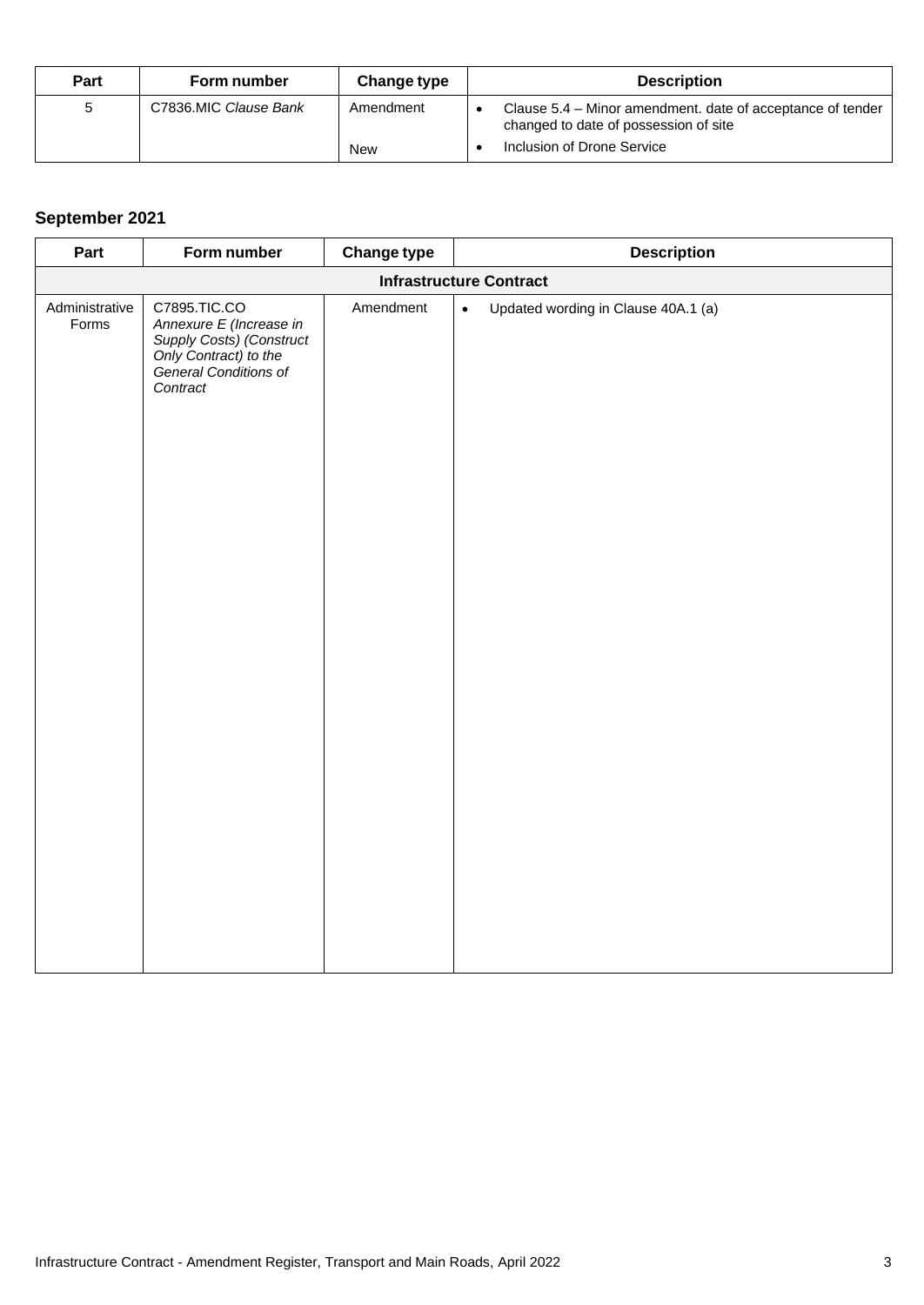| Part | Form number | Change type | Description |
|---|---|---|---|
| 5 | C7836.MIC *Clause Bank* | Amendment<br><br>New | • Clause 5.4 – Minor amendment. date of acceptance of tender changed to date of possession of site<br>• Inclusion of Drone Service |

## September 2021

| Part | Form number | Change type | Description |
|---|---|---|---|
| **Infrastructure Contract** | | | |
| Administrative Forms | C7895.TIC.CO *Annexure E (Increase in Supply Costs) (Construct Only Contract) to the General Conditions of Contract* | Amendment | • Updated wording in Clause 40A.1 (a) |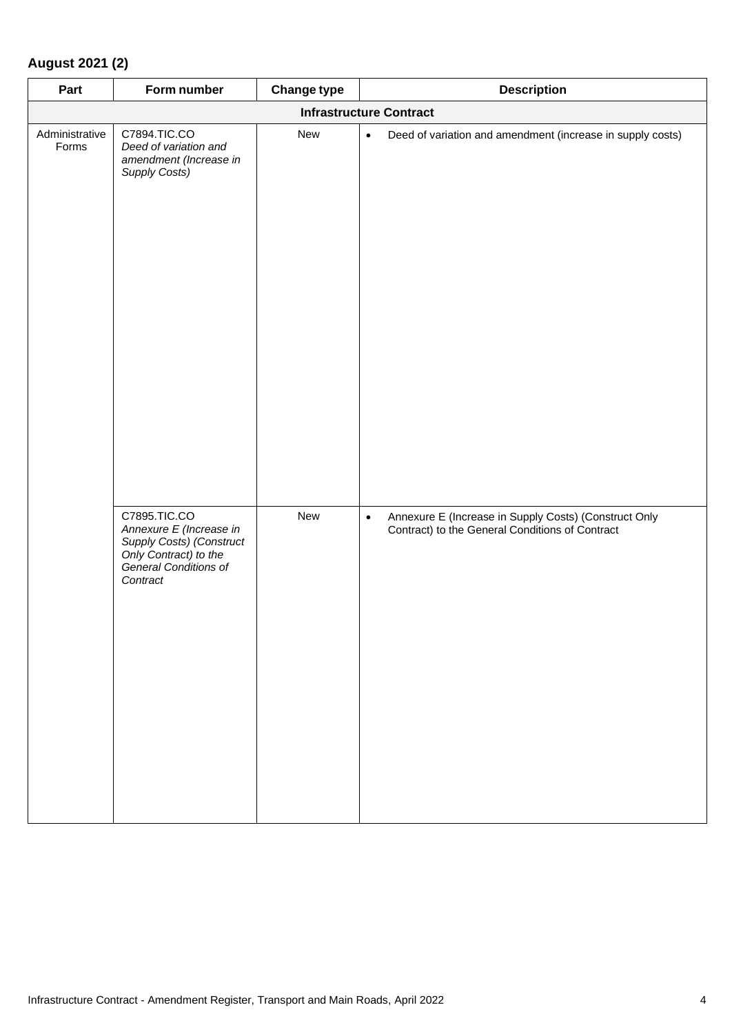## August 2021 (2)

| Part | Form number | Change type | Description |
|---|---|---|---|
| **Infrastructure Contract** | | | |
| Administrative Forms | C7894.TIC.CO *Deed of variation and amendment (Increase in Supply Costs)* | New | • Deed of variation and amendment (increase in supply costs) |
| | C7895.TIC.CO *Annexure E (Increase in Supply Costs) (Construct Only Contract) to the General Conditions of Contract* | New | • Annexure E (Increase in Supply Costs) (Construct Only Contract) to the General Conditions of Contract |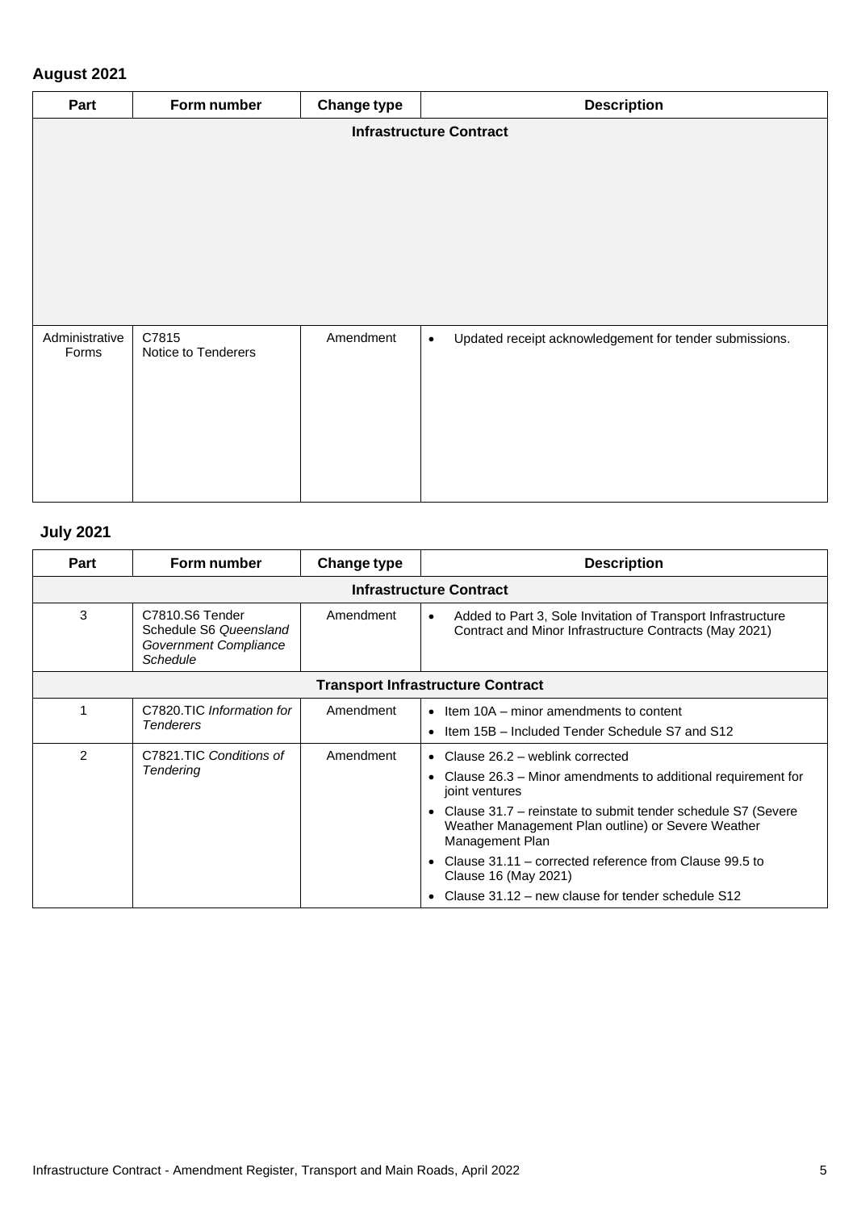## August 2021

| Part | Form number | Change type | Description |
|---|---|---|---|
| **Infrastructure Contract** | | | |
| Administrative Forms | C7815 Notice to Tenderers | Amendment | • Updated receipt acknowledgement for tender submissions. |

## July 2021

| Part | Form number | Change type | Description |
|---|---|---|---|
| **Infrastructure Contract** | | | |
| 3 | C7810.S6 Tender Schedule S6 *Queensland Government Compliance Schedule* | Amendment | • Added to Part 3, Sole Invitation of Transport Infrastructure Contract and Minor Infrastructure Contracts (May 2021) |
| **Transport Infrastructure Contract** | | | |
| 1 | C7820.TIC *Information for Tenderers* | Amendment | • Item 10A – minor amendments to content<br>• Item 15B – Included Tender Schedule S7 and S12 |
| 2 | C7821.TIC *Conditions of Tendering* | Amendment | • Clause 26.2 – weblink corrected<br>• Clause 26.3 – Minor amendments to additional requirement for joint ventures<br>• Clause 31.7 – reinstate to submit tender schedule S7 (Severe Weather Management Plan outline) or Severe Weather Management Plan<br>• Clause 31.11 – corrected reference from Clause 99.5 to Clause 16 (May 2021)<br>• Clause 31.12 – new clause for tender schedule S12 |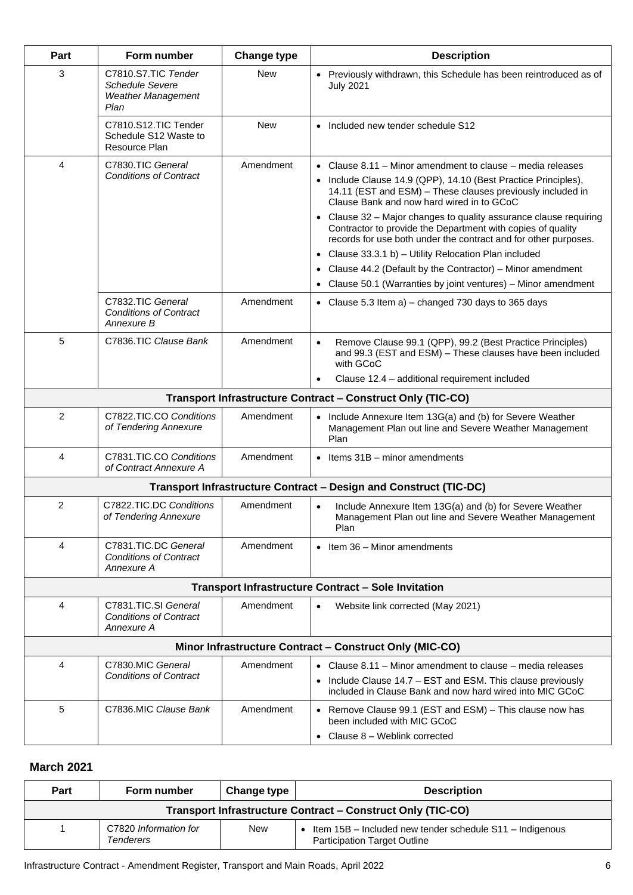| Part | Form number | Change type | Description |
|---|---|---|---|
| 3 | C7810.S7.TIC *Tender Schedule Severe Weather Management Plan* | New | • Previously withdrawn, this Schedule has been reintroduced as of July 2021 |
| | C7810.S12.TIC Tender Schedule S12 Waste to Resource Plan | New | • Included new tender schedule S12 |
| 4 | C7830.TIC *General Conditions of Contract* | Amendment | • Clause 8.11 – Minor amendment to clause – media releases<br>• Include Clause 14.9 (QPP), 14.10 (Best Practice Principles), 14.11 (EST and ESM) – These clauses previously included in Clause Bank and now hard wired in to GCoC<br>• Clause 32 – Major changes to quality assurance clause requiring Contractor to provide the Department with copies of quality records for use both under the contract and for other purposes.<br>• Clause 33.3.1 b) – Utility Relocation Plan included<br>• Clause 44.2 (Default by the Contractor) – Minor amendment<br>• Clause 50.1 (Warranties by joint ventures) – Minor amendment |
| | C7832.TIC *General Conditions of Contract Annexure B* | Amendment | • Clause 5.3 Item a) – changed 730 days to 365 days |
| 5 | C7836.TIC *Clause Bank* | Amendment | • Remove Clause 99.1 (QPP), 99.2 (Best Practice Principles) and 99.3 (EST and ESM) – These clauses have been included with GCoC<br>• Clause 12.4 – additional requirement included |
| **Transport Infrastructure Contract – Construct Only (TIC-CO)** | | | |
| 2 | C7822.TIC.CO *Conditions of Tendering Annexure* | Amendment | • Include Annexure Item 13G(a) and (b) for Severe Weather Management Plan out line and Severe Weather Management Plan |
| 4 | C7831.TIC.CO *Conditions of Contract Annexure A* | Amendment | • Items 31B – minor amendments |
| **Transport Infrastructure Contract – Design and Construct (TIC-DC)** | | | |
| 2 | C7822.TIC.DC *Conditions of Tendering Annexure* | Amendment | • Include Annexure Item 13G(a) and (b) for Severe Weather Management Plan out line and Severe Weather Management Plan |
| 4 | C7831.TIC.DC *General Conditions of Contract Annexure A* | Amendment | • Item 36 – Minor amendments |
| **Transport Infrastructure Contract – Sole Invitation** | | | |
| 4 | C7831.TIC.SI *General Conditions of Contract Annexure A* | Amendment | • Website link corrected (May 2021) |
| **Minor Infrastructure Contract – Construct Only (MIC-CO)** | | | |
| 4 | C7830.MIC *General Conditions of Contract* | Amendment | • Clause 8.11 – Minor amendment to clause – media releases<br>• Include Clause 14.7 – EST and ESM. This clause previously included in Clause Bank and now hard wired into MIC GCoC |
| 5 | C7836.MIC *Clause Bank* | Amendment | • Remove Clause 99.1 (EST and ESM) – This clause now has been included with MIC GCoC<br>• Clause 8 – Weblink corrected |

## March 2021

| Part | Form number | Change type | Description |
|---|---|---|---|
| **Transport Infrastructure Contract – Construct Only (TIC-CO)** | | | |
| 1 | C7820 *Information for Tenderers* | New | • Item 15B – Included new tender schedule S11 – Indigenous Participation Target Outline |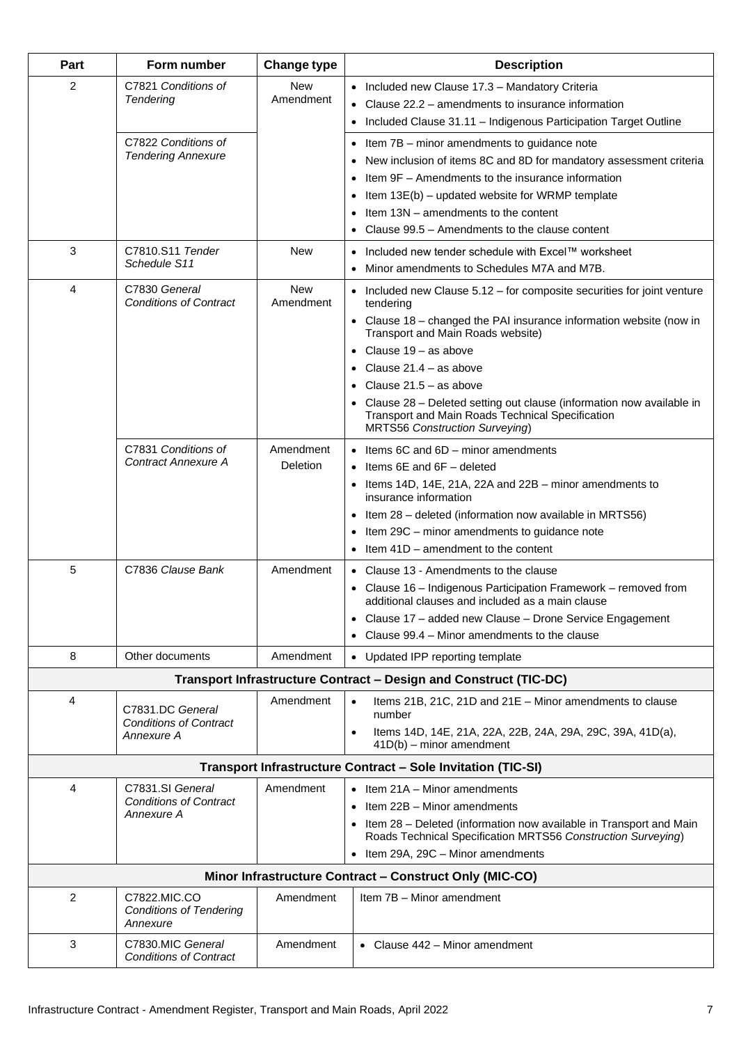| Part | Form number | Change type | Description |
|---|---|---|---|
| 2 | C7821 *Conditions of Tendering* | New<br>Amendment | • Included new Clause 17.3 – Mandatory Criteria<br>• Clause 22.2 – amendments to insurance information<br>• Included Clause 31.11 – Indigenous Participation Target Outline |
| | C7822 *Conditions of Tendering Annexure* | | • Item 7B – minor amendments to guidance note<br>• New inclusion of items 8C and 8D for mandatory assessment criteria<br>• Item 9F – Amendments to the insurance information<br>• Item 13E(b) – updated website for WRMP template<br>• Item 13N – amendments to the content<br>• Clause 99.5 – Amendments to the clause content |
| 3 | C7810.S11 *Tender Schedule S11* | New | • Included new tender schedule with Excel™ worksheet<br>• Minor amendments to Schedules M7A and M7B. |
| 4 | C7830 *General Conditions of Contract* | New<br>Amendment | • Included new Clause 5.12 – for composite securities for joint venture tendering<br>• Clause 18 – changed the PAI insurance information website (now in Transport and Main Roads website)<br>• Clause 19 – as above<br>• Clause 21.4 – as above<br>• Clause 21.5 – as above<br>• Clause 28 – Deleted setting out clause (information now available in Transport and Main Roads Technical Specification MRTS56 *Construction Surveying*) |
| | C7831 *Conditions of Contract Annexure A* | Amendment<br>Deletion | • Items 6C and 6D – minor amendments<br>• Items 6E and 6F – deleted<br>• Items 14D, 14E, 21A, 22A and 22B – minor amendments to insurance information<br>• Item 28 – deleted (information now available in MRTS56)<br>• Item 29C – minor amendments to guidance note<br>• Item 41D – amendment to the content |
| 5 | C7836 *Clause Bank* | Amendment | • Clause 13 - Amendments to the clause<br>• Clause 16 – Indigenous Participation Framework – removed from additional clauses and included as a main clause<br>• Clause 17 – added new Clause – Drone Service Engagement<br>• Clause 99.4 – Minor amendments to the clause |
| 8 | Other documents | Amendment | • Updated IPP reporting template |
| **Transport Infrastructure Contract – Design and Construct (TIC-DC)** | | | |
| 4 | C7831.DC *General Conditions of Contract Annexure A* | Amendment | • Items 21B, 21C, 21D and 21E – Minor amendments to clause number<br>• Items 14D, 14E, 21A, 22A, 22B, 24A, 29A, 29C, 39A, 41D(a), 41D(b) – minor amendment |
| **Transport Infrastructure Contract – Sole Invitation (TIC-SI)** | | | |
| 4 | C7831.SI *General Conditions of Contract Annexure A* | Amendment | • Item 21A – Minor amendments<br>• Item 22B – Minor amendments<br>• Item 28 – Deleted (information now available in Transport and Main Roads Technical Specification MRTS56 *Construction Surveying*)<br>• Item 29A, 29C – Minor amendments |
| **Minor Infrastructure Contract – Construct Only (MIC-CO)** | | | |
| 2 | C7822.MIC.CO *Conditions of Tendering Annexure* | Amendment | Item 7B – Minor amendment |
| 3 | C7830.MIC *General Conditions of Contract* | Amendment | • Clause 442 – Minor amendment |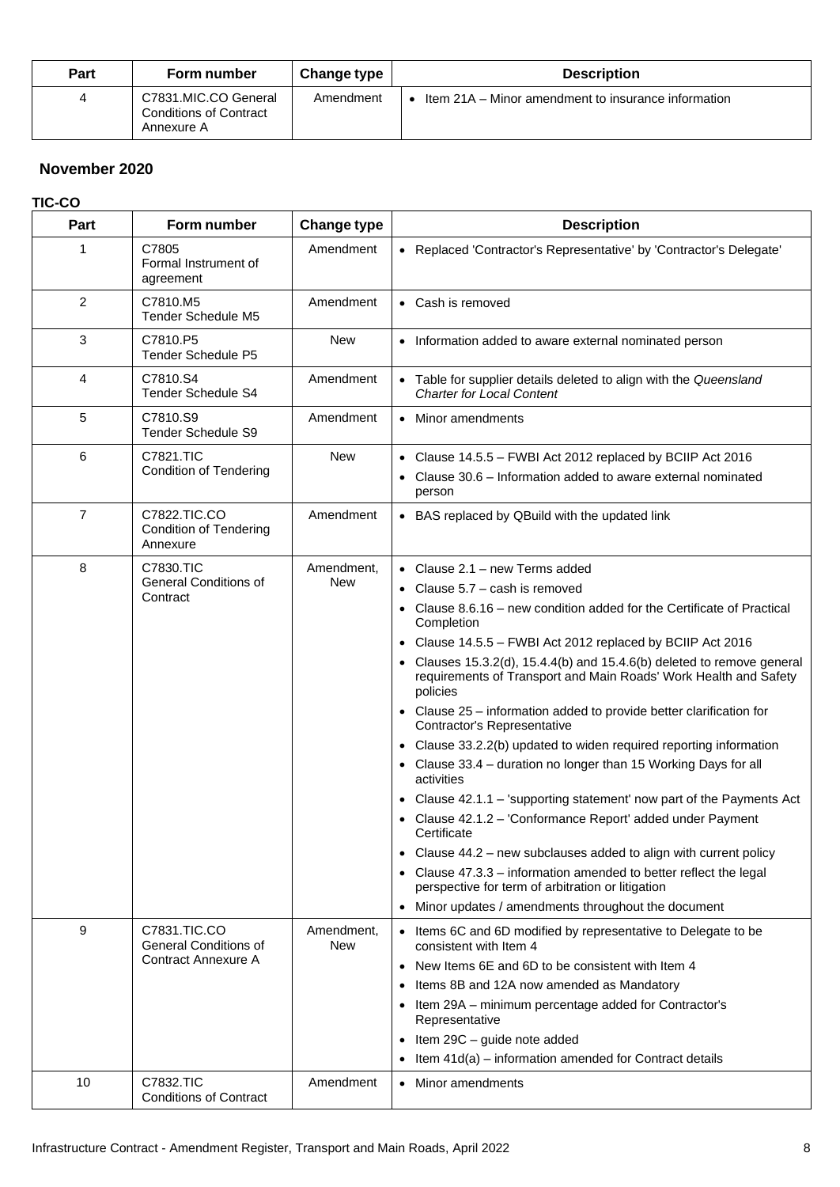| Part | Form number | Change type | Description |
|---|---|---|---|
| 4 | C7831.MIC.CO General Conditions of Contract Annexure A | Amendment | • Item 21A – Minor amendment to insurance information |

## November 2020

### TIC-CO

| Part | Form number | Change type | Description |
|---|---|---|---|
| 1 | C7805 Formal Instrument of agreement | Amendment | • Replaced 'Contractor's Representative' by 'Contractor's Delegate' |
| 2 | C7810.M5 Tender Schedule M5 | Amendment | • Cash is removed |
| 3 | C7810.P5 Tender Schedule P5 | New | • Information added to aware external nominated person |
| 4 | C7810.S4 Tender Schedule S4 | Amendment | • Table for supplier details deleted to align with the *Queensland Charter for Local Content* |
| 5 | C7810.S9 Tender Schedule S9 | Amendment | • Minor amendments |
| 6 | C7821.TIC Condition of Tendering | New | • Clause 14.5.5 – FWBI Act 2012 replaced by BCIIP Act 2016<br>• Clause 30.6 – Information added to aware external nominated person |
| 7 | C7822.TIC.CO Condition of Tendering Annexure | Amendment | • BAS replaced by QBuild with the updated link |
| 8 | C7830.TIC General Conditions of Contract | Amendment, New | • Clause 2.1 – new Terms added<br>• Clause 5.7 – cash is removed<br>• Clause 8.6.16 – new condition added for the Certificate of Practical Completion<br>• Clause 14.5.5 – FWBI Act 2012 replaced by BCIIP Act 2016<br>• Clauses 15.3.2(d), 15.4.4(b) and 15.4.6(b) deleted to remove general requirements of Transport and Main Roads' Work Health and Safety policies<br>• Clause 25 – information added to provide better clarification for Contractor's Representative<br>• Clause 33.2.2(b) updated to widen required reporting information<br>• Clause 33.4 – duration no longer than 15 Working Days for all activities<br>• Clause 42.1.1 – 'supporting statement' now part of the Payments Act<br>• Clause 42.1.2 – 'Conformance Report' added under Payment Certificate<br>• Clause 44.2 – new subclauses added to align with current policy<br>• Clause 47.3.3 – information amended to better reflect the legal perspective for term of arbitration or litigation<br>• Minor updates / amendments throughout the document |
| 9 | C7831.TIC.CO General Conditions of Contract Annexure A | Amendment, New | • Items 6C and 6D modified by representative to Delegate to be consistent with Item 4<br>• New Items 6E and 6D to be consistent with Item 4<br>• Items 8B and 12A now amended as Mandatory<br>• Item 29A – minimum percentage added for Contractor's Representative<br>• Item 29C – guide note added<br>• Item 41d(a) – information amended for Contract details |
| 10 | C7832.TIC Conditions of Contract | Amendment | • Minor amendments |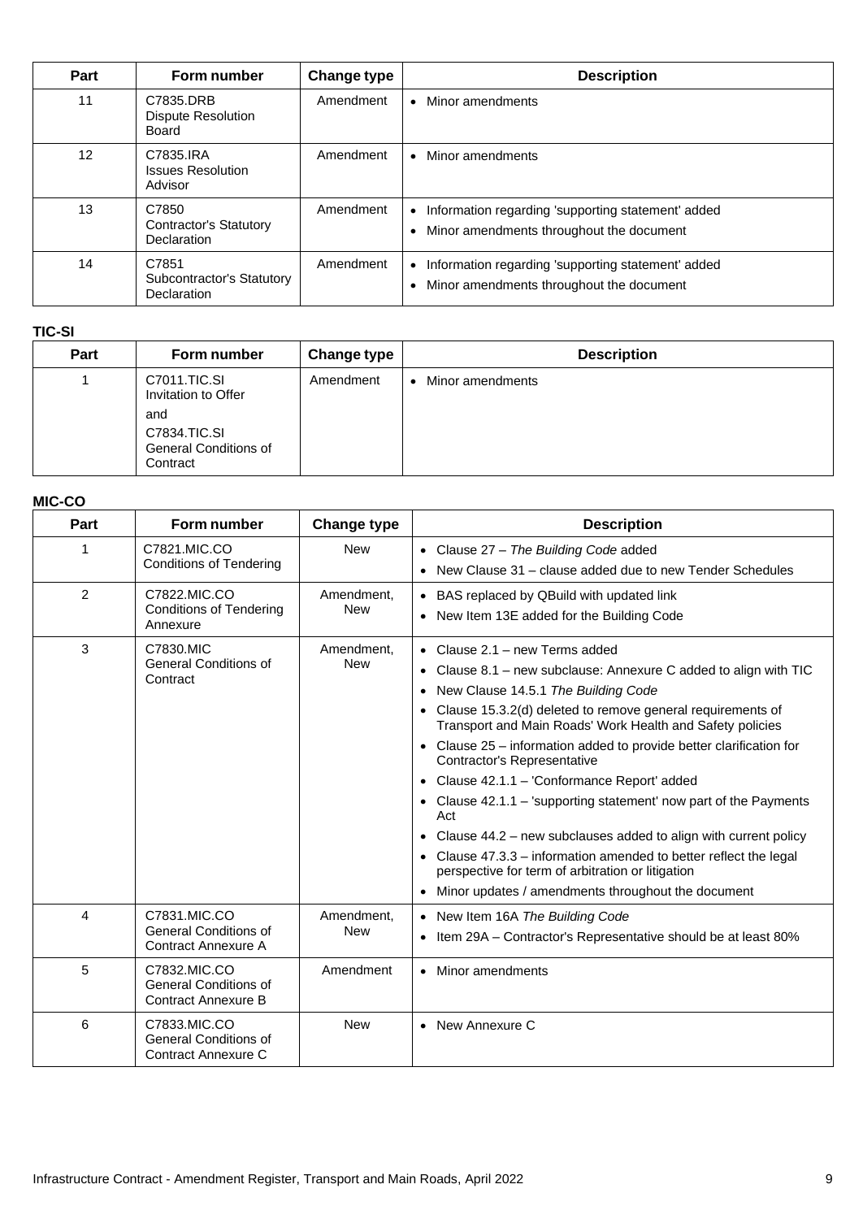| Part | Form number | Change type | Description |
|---|---|---|---|
| 11 | C7835.DRB Dispute Resolution Board | Amendment | • Minor amendments |
| 12 | C7835.IRA Issues Resolution Advisor | Amendment | • Minor amendments |
| 13 | C7850 Contractor's Statutory Declaration | Amendment | • Information regarding 'supporting statement' added<br>• Minor amendments throughout the document |
| 14 | C7851 Subcontractor's Statutory Declaration | Amendment | • Information regarding 'supporting statement' added<br>• Minor amendments throughout the document |

**TIC-SI**

| Part | Form number | Change type | Description |
|---|---|---|---|
| 1 | C7011.TIC.SI Invitation to Offer<br>and<br>C7834.TIC.SI General Conditions of Contract | Amendment | • Minor amendments |

**MIC-CO**

| Part | Form number | Change type | Description |
|---|---|---|---|
| 1 | C7821.MIC.CO Conditions of Tendering | New | • Clause 27 – *The Building Code* added<br>• New Clause 31 – clause added due to new Tender Schedules |
| 2 | C7822.MIC.CO Conditions of Tendering Annexure | Amendment, New | • BAS replaced by QBuild with updated link<br>• New Item 13E added for the Building Code |
| 3 | C7830.MIC General Conditions of Contract | Amendment, New | • Clause 2.1 – new Terms added<br>• Clause 8.1 – new subclause: Annexure C added to align with TIC<br>• New Clause 14.5.1 *The Building Code*<br>• Clause 15.3.2(d) deleted to remove general requirements of Transport and Main Roads' Work Health and Safety policies<br>• Clause 25 – information added to provide better clarification for Contractor's Representative<br>• Clause 42.1.1 – 'Conformance Report' added<br>• Clause 42.1.1 – 'supporting statement' now part of the Payments Act<br>• Clause 44.2 – new subclauses added to align with current policy<br>• Clause 47.3.3 – information amended to better reflect the legal perspective for term of arbitration or litigation<br>• Minor updates / amendments throughout the document |
| 4 | C7831.MIC.CO General Conditions of Contract Annexure A | Amendment, New | • New Item 16A *The Building Code*<br>• Item 29A – Contractor's Representative should be at least 80% |
| 5 | C7832.MIC.CO General Conditions of Contract Annexure B | Amendment | • Minor amendments |
| 6 | C7833.MIC.CO General Conditions of Contract Annexure C | New | • New Annexure C |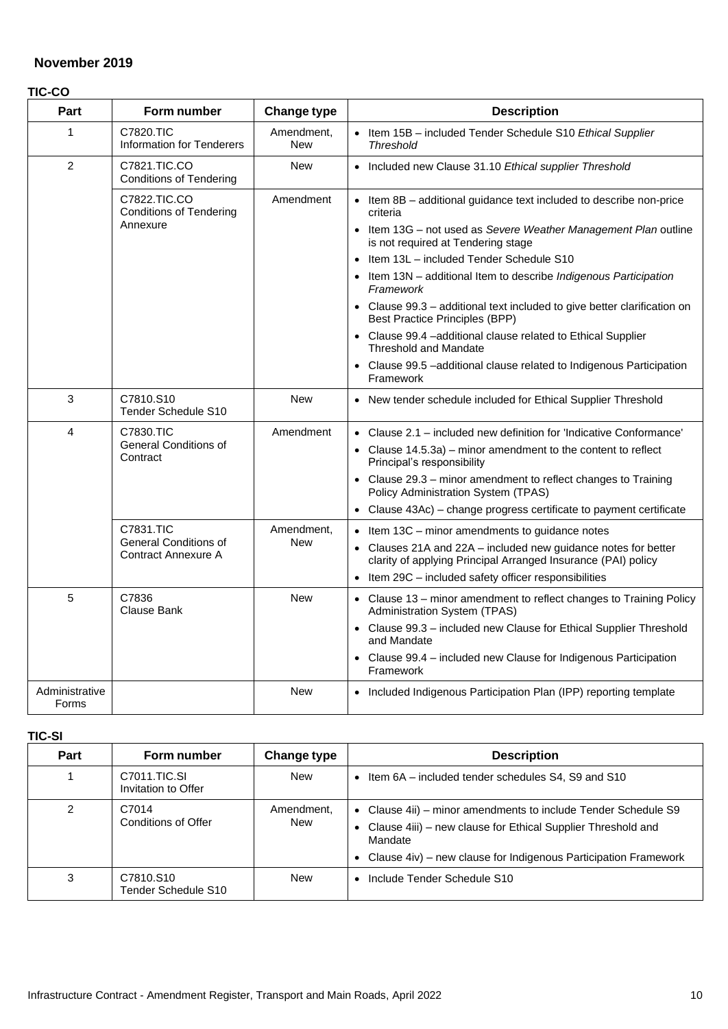## November 2019

### TIC-CO

| Part | Form number | Change type | Description |
|---|---|---|---|
| 1 | C7820.TIC Information for Tenderers | Amendment, New | • Item 15B – included Tender Schedule S10 *Ethical Supplier Threshold* |
| 2 | C7821.TIC.CO Conditions of Tendering | New | • Included new Clause 31.10 *Ethical supplier Threshold* |
| | C7822.TIC.CO Conditions of Tendering Annexure | Amendment | • Item 8B – additional guidance text included to describe non-price criteria<br>• Item 13G – not used as *Severe Weather Management Plan* outline is not required at Tendering stage<br>• Item 13L – included Tender Schedule S10<br>• Item 13N – additional Item to describe *Indigenous Participation Framework*<br>• Clause 99.3 – additional text included to give better clarification on Best Practice Principles (BPP)<br>• Clause 99.4 –additional clause related to Ethical Supplier Threshold and Mandate<br>• Clause 99.5 –additional clause related to Indigenous Participation Framework |
| 3 | C7810.S10 Tender Schedule S10 | New | • New tender schedule included for Ethical Supplier Threshold |
| 4 | C7830.TIC General Conditions of Contract | Amendment | • Clause 2.1 – included new definition for 'Indicative Conformance'<br>• Clause 14.5.3a) – minor amendment to the content to reflect Principal's responsibility<br>• Clause 29.3 – minor amendment to reflect changes to Training Policy Administration System (TPAS)<br>• Clause 43Ac) – change progress certificate to payment certificate |
| | C7831.TIC General Conditions of Contract Annexure A | Amendment, New | • Item 13C – minor amendments to guidance notes<br>• Clauses 21A and 22A – included new guidance notes for better clarity of applying Principal Arranged Insurance (PAI) policy<br>• Item 29C – included safety officer responsibilities |
| 5 | C7836 Clause Bank | New | • Clause 13 – minor amendment to reflect changes to Training Policy Administration System (TPAS)<br>• Clause 99.3 – included new Clause for Ethical Supplier Threshold and Mandate<br>• Clause 99.4 – included new Clause for Indigenous Participation Framework |
| Administrative Forms | | New | • Included Indigenous Participation Plan (IPP) reporting template |

### TIC-SI

| Part | Form number | Change type | Description |
|---|---|---|---|
| 1 | C7011.TIC.SI Invitation to Offer | New | • Item 6A – included tender schedules S4, S9 and S10 |
| 2 | C7014 Conditions of Offer | Amendment, New | • Clause 4ii) – minor amendments to include Tender Schedule S9<br>• Clause 4iii) – new clause for Ethical Supplier Threshold and Mandate<br>• Clause 4iv) – new clause for Indigenous Participation Framework |
| 3 | C7810.S10 Tender Schedule S10 | New | • Include Tender Schedule S10 |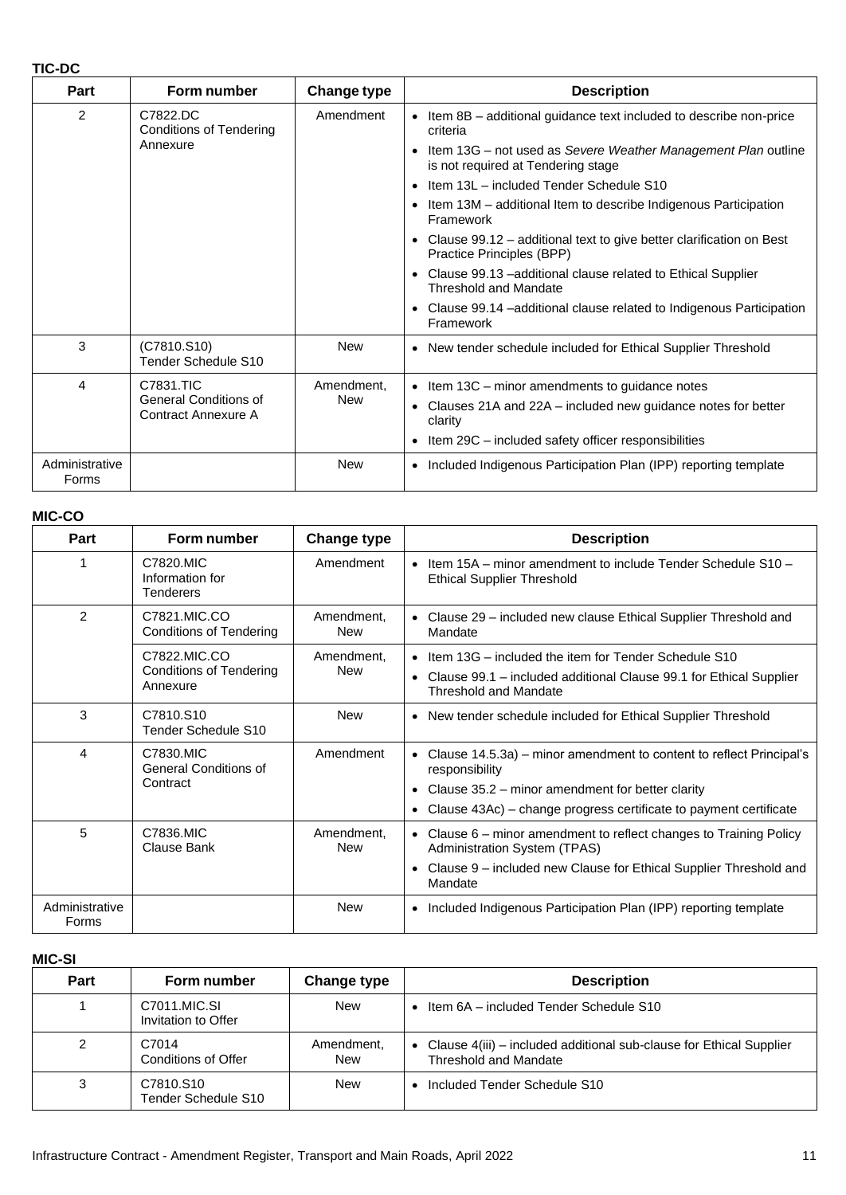**TIC-DC**

| Part | Form number | Change type | Description |
|---|---|---|---|
| 2 | C7822.DC Conditions of Tendering Annexure | Amendment | • Item 8B – additional guidance text included to describe non-price criteria<br>• Item 13G – not used as *Severe Weather Management Plan* outline is not required at Tendering stage<br>• Item 13L – included Tender Schedule S10<br>• Item 13M – additional Item to describe Indigenous Participation Framework<br>• Clause 99.12 – additional text to give better clarification on Best Practice Principles (BPP)<br>• Clause 99.13 –additional clause related to Ethical Supplier Threshold and Mandate<br>• Clause 99.14 –additional clause related to Indigenous Participation Framework |
| 3 | (C7810.S10) Tender Schedule S10 | New | • New tender schedule included for Ethical Supplier Threshold |
| 4 | C7831.TIC General Conditions of Contract Annexure A | Amendment, New | • Item 13C – minor amendments to guidance notes<br>• Clauses 21A and 22A – included new guidance notes for better clarity<br>• Item 29C – included safety officer responsibilities |
| Administrative Forms | | New | • Included Indigenous Participation Plan (IPP) reporting template |

**MIC-CO**

| Part | Form number | Change type | Description |
|---|---|---|---|
| 1 | C7820.MIC Information for Tenderers | Amendment | • Item 15A – minor amendment to include Tender Schedule S10 – Ethical Supplier Threshold |
| 2 | C7821.MIC.CO Conditions of Tendering | Amendment, New | • Clause 29 – included new clause Ethical Supplier Threshold and Mandate |
| | C7822.MIC.CO Conditions of Tendering Annexure | Amendment, New | • Item 13G – included the item for Tender Schedule S10<br>• Clause 99.1 – included additional Clause 99.1 for Ethical Supplier Threshold and Mandate |
| 3 | C7810.S10 Tender Schedule S10 | New | • New tender schedule included for Ethical Supplier Threshold |
| 4 | C7830.MIC General Conditions of Contract | Amendment | • Clause 14.5.3a) – minor amendment to content to reflect Principal's responsibility<br>• Clause 35.2 – minor amendment for better clarity<br>• Clause 43Ac) – change progress certificate to payment certificate |
| 5 | C7836.MIC Clause Bank | Amendment, New | • Clause 6 – minor amendment to reflect changes to Training Policy Administration System (TPAS)<br>• Clause 9 – included new Clause for Ethical Supplier Threshold and Mandate |
| Administrative Forms | | New | • Included Indigenous Participation Plan (IPP) reporting template |

**MIC-SI**

| Part | Form number | Change type | Description |
|---|---|---|---|
| 1 | C7011.MIC.SI Invitation to Offer | New | • Item 6A – included Tender Schedule S10 |
| 2 | C7014 Conditions of Offer | Amendment, New | • Clause 4(iii) – included additional sub-clause for Ethical Supplier Threshold and Mandate |
| 3 | C7810.S10 Tender Schedule S10 | New | • Included Tender Schedule S10 |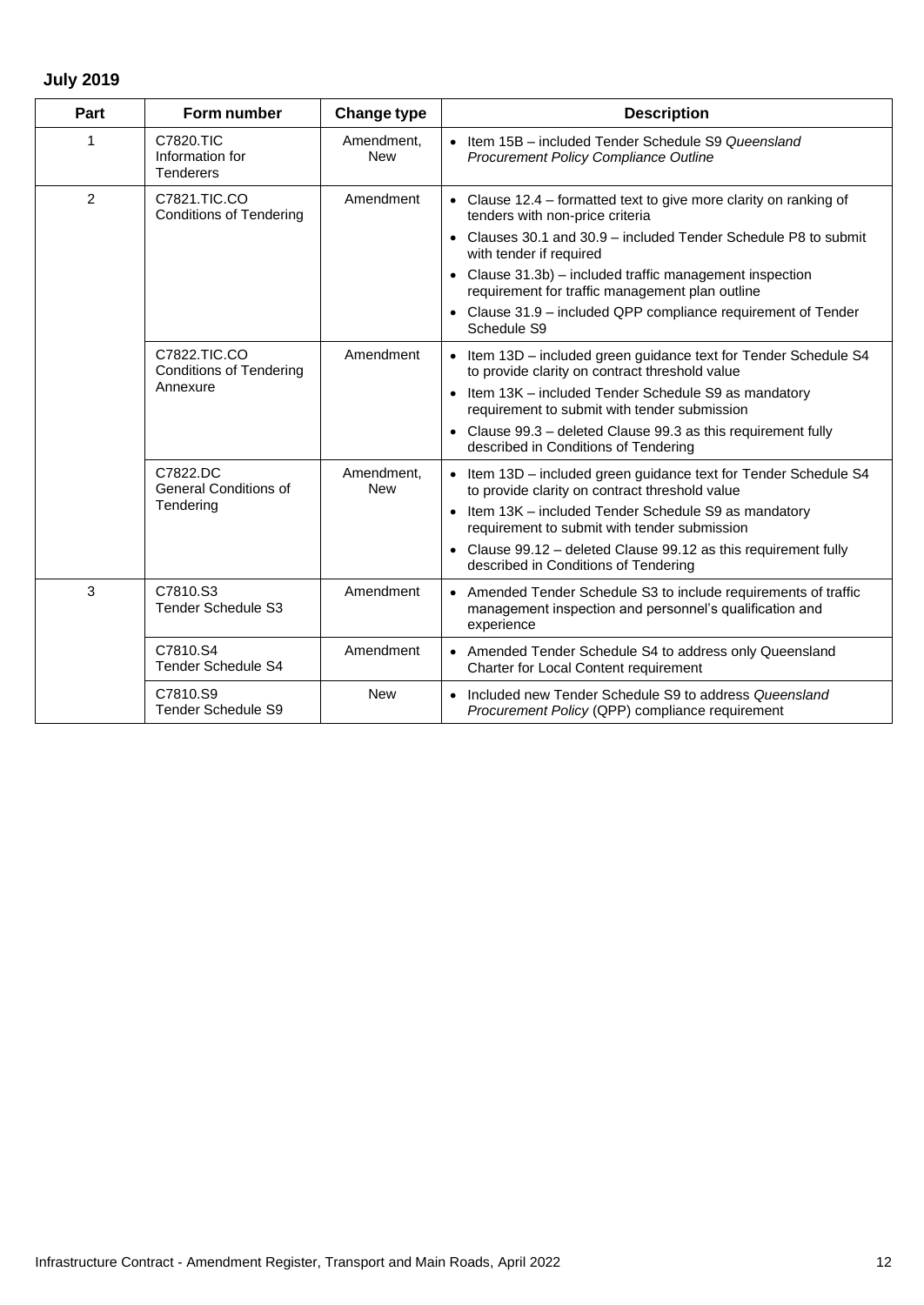## July 2019

| Part | Form number | Change type | Description |
|---|---|---|---|
| 1 | C7820.TIC Information for Tenderers | Amendment, New | • Item 15B – included Tender Schedule S9 *Queensland Procurement Policy Compliance Outline* |
| 2 | C7821.TIC.CO Conditions of Tendering | Amendment | • Clause 12.4 – formatted text to give more clarity on ranking of tenders with non-price criteria<br>• Clauses 30.1 and 30.9 – included Tender Schedule P8 to submit with tender if required<br>• Clause 31.3b) – included traffic management inspection requirement for traffic management plan outline<br>• Clause 31.9 – included QPP compliance requirement of Tender Schedule S9 |
| | C7822.TIC.CO Conditions of Tendering Annexure | Amendment | • Item 13D – included green guidance text for Tender Schedule S4 to provide clarity on contract threshold value<br>• Item 13K – included Tender Schedule S9 as mandatory requirement to submit with tender submission<br>• Clause 99.3 – deleted Clause 99.3 as this requirement fully described in Conditions of Tendering |
| | C7822.DC General Conditions of Tendering | Amendment, New | • Item 13D – included green guidance text for Tender Schedule S4 to provide clarity on contract threshold value<br>• Item 13K – included Tender Schedule S9 as mandatory requirement to submit with tender submission<br>• Clause 99.12 – deleted Clause 99.12 as this requirement fully described in Conditions of Tendering |
| 3 | C7810.S3 Tender Schedule S3 | Amendment | • Amended Tender Schedule S3 to include requirements of traffic management inspection and personnel's qualification and experience |
| | C7810.S4 Tender Schedule S4 | Amendment | • Amended Tender Schedule S4 to address only Queensland Charter for Local Content requirement |
| | C7810.S9 Tender Schedule S9 | New | • Included new Tender Schedule S9 to address *Queensland Procurement Policy* (QPP) compliance requirement |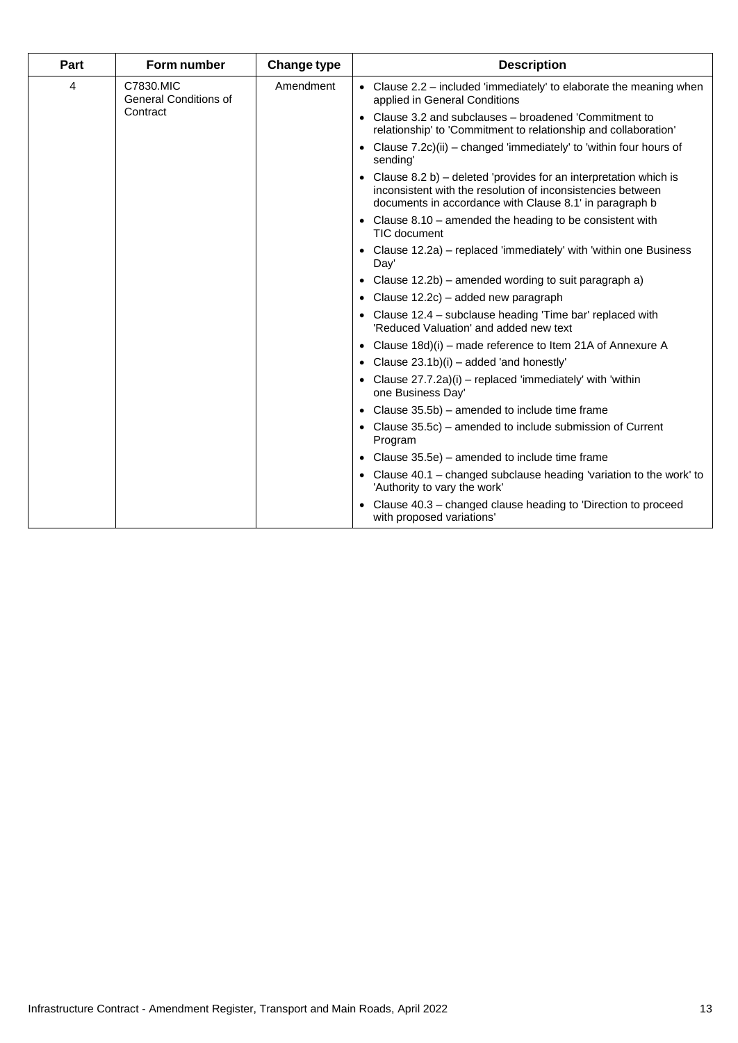| Part | Form number | Change type | Description |
|---|---|---|---|
| 4 | C7830.MIC General Conditions of Contract | Amendment | • Clause 2.2 – included 'immediately' to elaborate the meaning when applied in General Conditions<br>• Clause 3.2 and subclauses – broadened 'Commitment to relationship' to 'Commitment to relationship and collaboration'<br>• Clause 7.2c)(ii) – changed 'immediately' to 'within four hours of sending'<br>• Clause 8.2 b) – deleted 'provides for an interpretation which is inconsistent with the resolution of inconsistencies between documents in accordance with Clause 8.1' in paragraph b<br>• Clause 8.10 – amended the heading to be consistent with TIC document<br>• Clause 12.2a) – replaced 'immediately' with 'within one Business Day'<br>• Clause 12.2b) – amended wording to suit paragraph a)<br>• Clause 12.2c) – added new paragraph<br>• Clause 12.4 – subclause heading 'Time bar' replaced with 'Reduced Valuation' and added new text<br>• Clause 18d)(i) – made reference to Item 21A of Annexure A<br>• Clause 23.1b)(i) – added 'and honestly'<br>• Clause 27.7.2a)(i) – replaced 'immediately' with 'within one Business Day'<br>• Clause 35.5b) – amended to include time frame<br>• Clause 35.5c) – amended to include submission of Current Program<br>• Clause 35.5e) – amended to include time frame<br>• Clause 40.1 – changed subclause heading 'variation to the work' to 'Authority to vary the work'<br>• Clause 40.3 – changed clause heading to 'Direction to proceed with proposed variations' |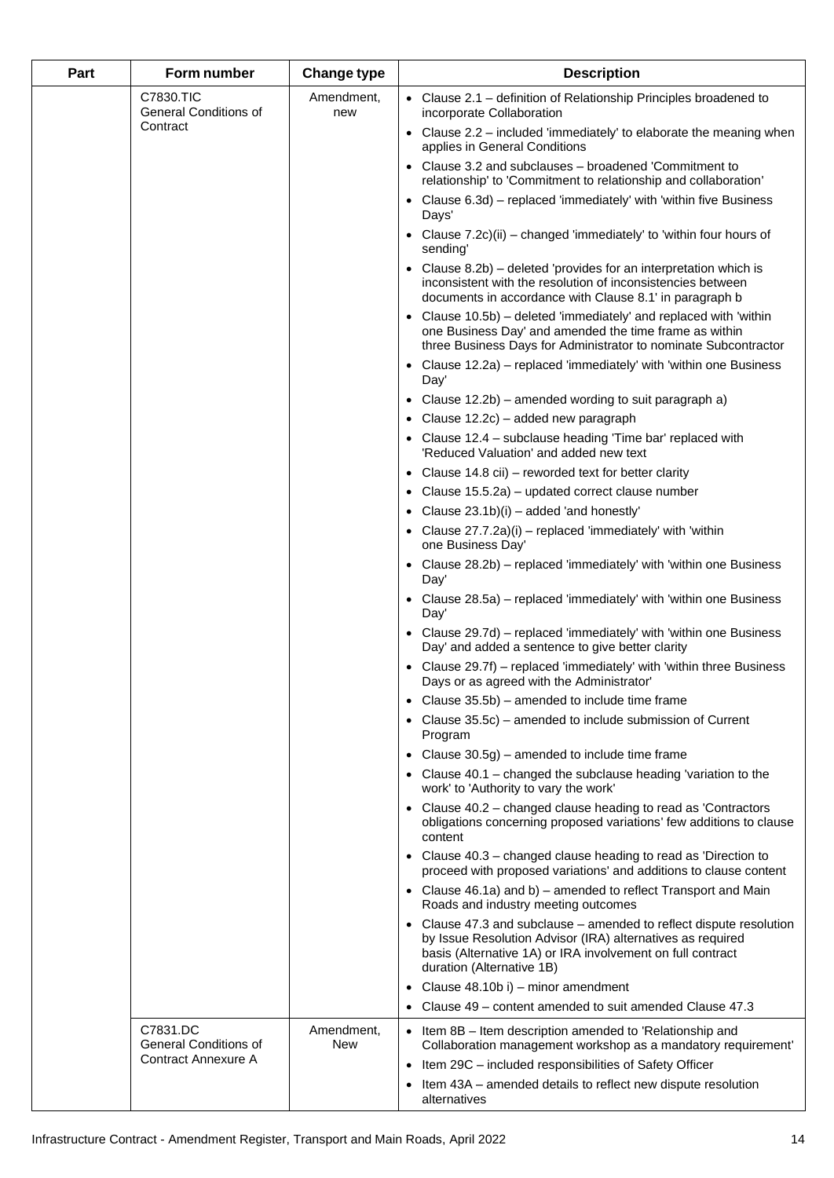| Part | Form number | Change type | Description |
|---|---|---|---|
| | C7830.TIC General Conditions of Contract | Amendment, new | • Clause 2.1 – definition of Relationship Principles broadened to incorporate Collaboration<br>• Clause 2.2 – included 'immediately' to elaborate the meaning when applies in General Conditions<br>• Clause 3.2 and subclauses – broadened 'Commitment to relationship' to 'Commitment to relationship and collaboration'<br>• Clause 6.3d) – replaced 'immediately' with 'within five Business Days'<br>• Clause 7.2c)(ii) – changed 'immediately' to 'within four hours of sending'<br>• Clause 8.2b) – deleted 'provides for an interpretation which is inconsistent with the resolution of inconsistencies between documents in accordance with Clause 8.1' in paragraph b<br>• Clause 10.5b) – deleted 'immediately' and replaced with 'within one Business Day' and amended the time frame as within three Business Days for Administrator to nominate Subcontractor<br>• Clause 12.2a) – replaced 'immediately' with 'within one Business Day'<br>• Clause 12.2b) – amended wording to suit paragraph a)<br>• Clause 12.2c) – added new paragraph<br>• Clause 12.4 – subclause heading 'Time bar' replaced with 'Reduced Valuation' and added new text<br>• Clause 14.8 cii) – reworded text for better clarity<br>• Clause 15.5.2a) – updated correct clause number<br>• Clause 23.1b)(i) – added 'and honestly'<br>• Clause 27.7.2a)(i) – replaced 'immediately' with 'within one Business Day'<br>• Clause 28.2b) – replaced 'immediately' with 'within one Business Day'<br>• Clause 28.5a) – replaced 'immediately' with 'within one Business Day'<br>• Clause 29.7d) – replaced 'immediately' with 'within one Business Day' and added a sentence to give better clarity<br>• Clause 29.7f) – replaced 'immediately' with 'within three Business Days or as agreed with the Administrator'<br>• Clause 35.5b) – amended to include time frame<br>• Clause 35.5c) – amended to include submission of Current Program<br>• Clause 30.5g) – amended to include time frame<br>• Clause 40.1 – changed the subclause heading 'variation to the work' to 'Authority to vary the work'<br>• Clause 40.2 – changed clause heading to read as 'Contractors obligations concerning proposed variations' few additions to clause content<br>• Clause 40.3 – changed clause heading to read as 'Direction to proceed with proposed variations' and additions to clause content<br>• Clause 46.1a) and b) – amended to reflect Transport and Main Roads and industry meeting outcomes<br>• Clause 47.3 and subclause – amended to reflect dispute resolution by Issue Resolution Advisor (IRA) alternatives as required basis (Alternative 1A) or IRA involvement on full contract duration (Alternative 1B)<br>• Clause 48.10b i) – minor amendment<br>• Clause 49 – content amended to suit amended Clause 47.3 |
| | C7831.DC General Conditions of Contract Annexure A | Amendment, New | • Item 8B – Item description amended to 'Relationship and Collaboration management workshop as a mandatory requirement'<br>• Item 29C – included responsibilities of Safety Officer<br>• Item 43A – amended details to reflect new dispute resolution alternatives |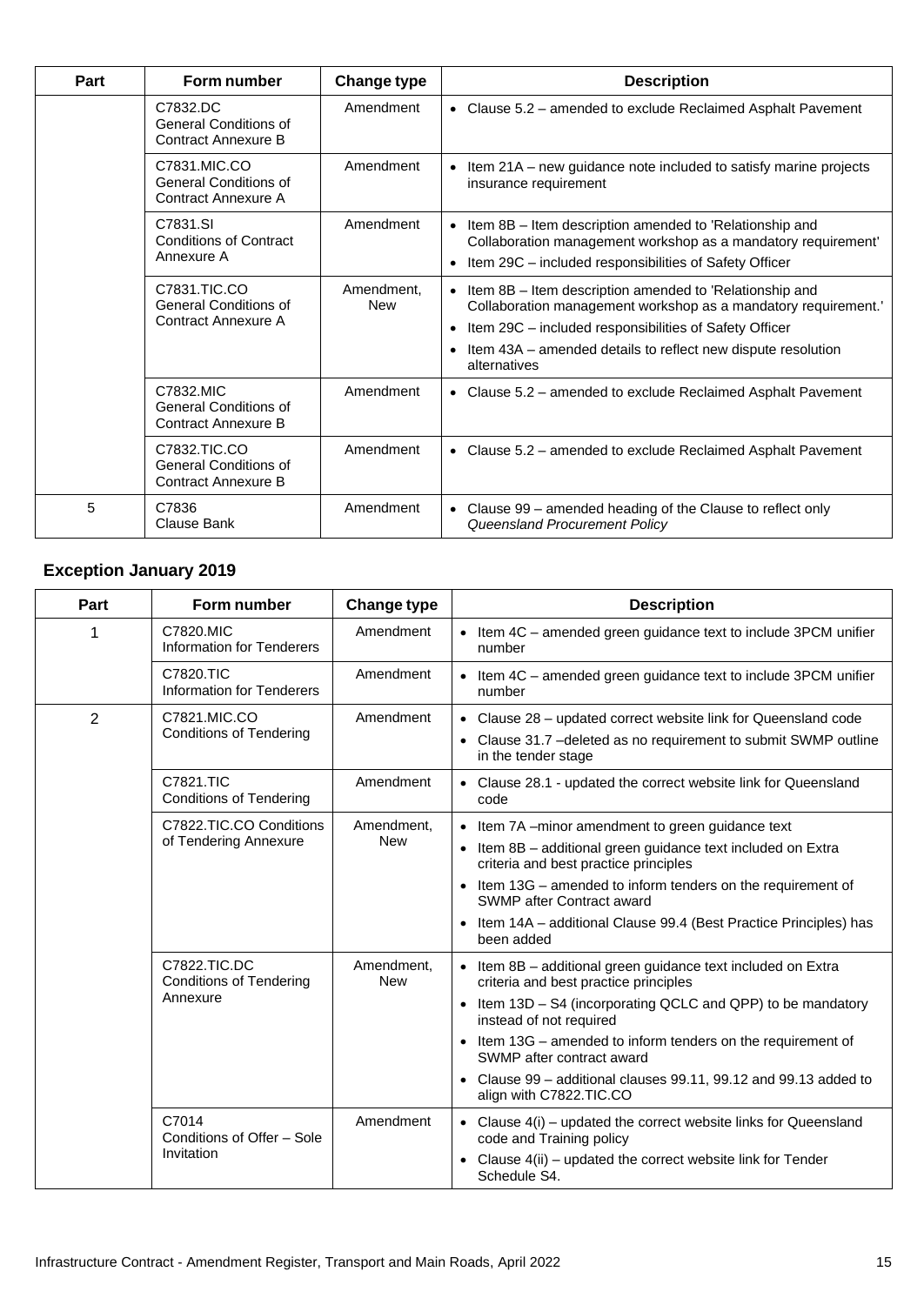| Part | Form number | Change type | Description |
|---|---|---|---|
| | C7832.DC General Conditions of Contract Annexure B | Amendment | • Clause 5.2 – amended to exclude Reclaimed Asphalt Pavement |
| | C7831.MIC.CO General Conditions of Contract Annexure A | Amendment | • Item 21A – new guidance note included to satisfy marine projects insurance requirement |
| | C7831.SI Conditions of Contract Annexure A | Amendment | • Item 8B – Item description amended to 'Relationship and Collaboration management workshop as a mandatory requirement' • Item 29C – included responsibilities of Safety Officer |
| | C7831.TIC.CO General Conditions of Contract Annexure A | Amendment, New | • Item 8B – Item description amended to 'Relationship and Collaboration management workshop as a mandatory requirement.' • Item 29C – included responsibilities of Safety Officer • Item 43A – amended details to reflect new dispute resolution alternatives |
| | C7832.MIC General Conditions of Contract Annexure B | Amendment | • Clause 5.2 – amended to exclude Reclaimed Asphalt Pavement |
| | C7832.TIC.CO General Conditions of Contract Annexure B | Amendment | • Clause 5.2 – amended to exclude Reclaimed Asphalt Pavement |
| 5 | C7836 Clause Bank | Amendment | • Clause 99 – amended heading of the Clause to reflect only *Queensland Procurement Policy* |

## Exception January 2019

| Part | Form number | Change type | Description |
|---|---|---|---|
| 1 | C7820.MIC Information for Tenderers | Amendment | • Item 4C – amended green guidance text to include 3PCM unifier number |
| | C7820.TIC Information for Tenderers | Amendment | • Item 4C – amended green guidance text to include 3PCM unifier number |
| 2 | C7821.MIC.CO Conditions of Tendering | Amendment | • Clause 28 – updated correct website link for Queensland code • Clause 31.7 –deleted as no requirement to submit SWMP outline in the tender stage |
| | C7821.TIC Conditions of Tendering | Amendment | • Clause 28.1 - updated the correct website link for Queensland code |
| | C7822.TIC.CO Conditions of Tendering Annexure | Amendment, New | • Item 7A –minor amendment to green guidance text • Item 8B – additional green guidance text included on Extra criteria and best practice principles • Item 13G – amended to inform tenders on the requirement of SWMP after Contract award • Item 14A – additional Clause 99.4 (Best Practice Principles) has been added |
| | C7822.TIC.DC Conditions of Tendering Annexure | Amendment, New | • Item 8B – additional green guidance text included on Extra criteria and best practice principles • Item 13D – S4 (incorporating QCLC and QPP) to be mandatory instead of not required • Item 13G – amended to inform tenders on the requirement of SWMP after contract award • Clause 99 – additional clauses 99.11, 99.12 and 99.13 added to align with C7822.TIC.CO |
| | C7014 Conditions of Offer – Sole Invitation | Amendment | • Clause 4(i) – updated the correct website links for Queensland code and Training policy • Clause 4(ii) – updated the correct website link for Tender Schedule S4. |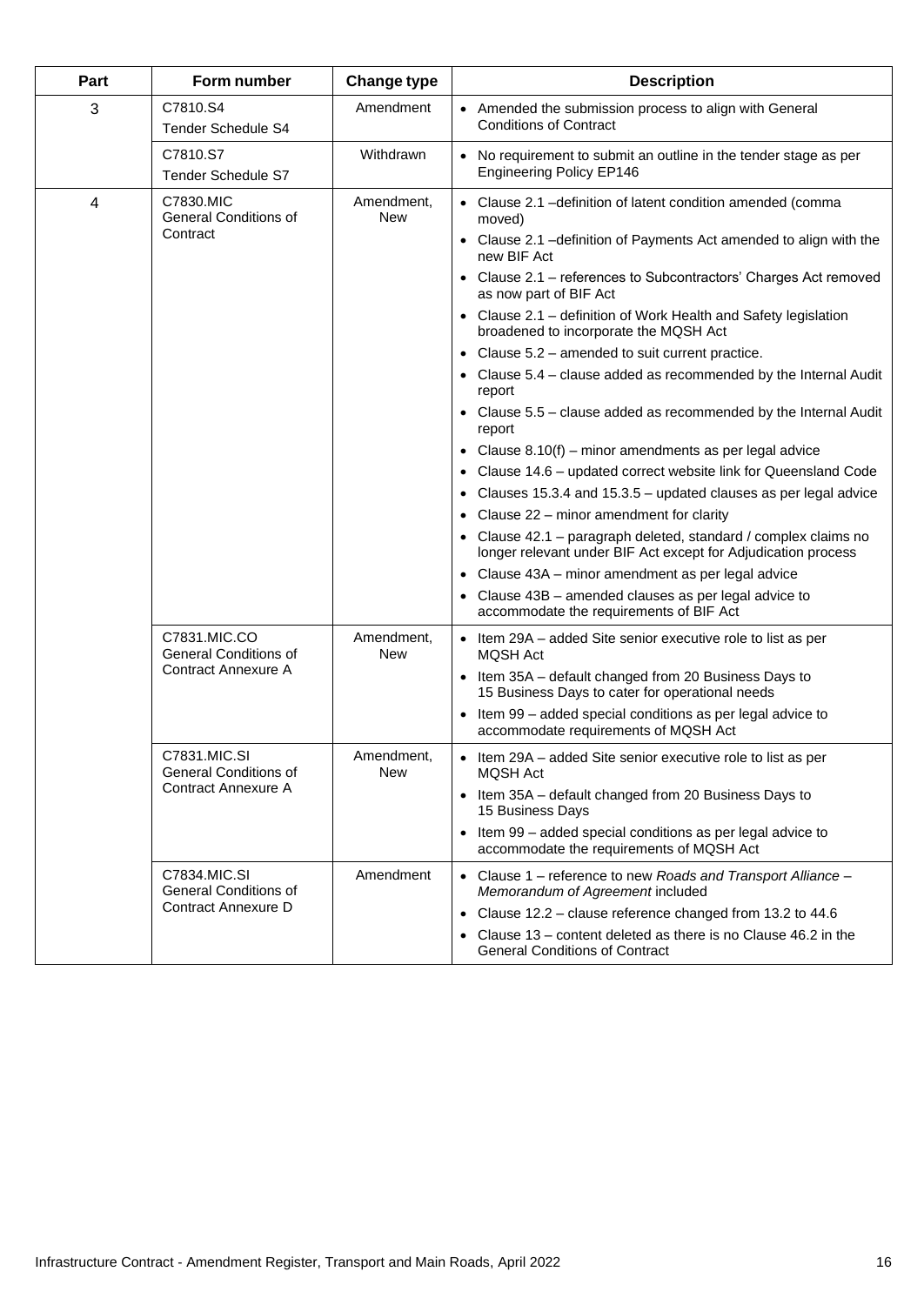| Part | Form number | Change type | Description |
| --- | --- | --- | --- |
| 3 | C7810.S4<br>Tender Schedule S4 | Amendment | • Amended the submission process to align with General Conditions of Contract |
| | C7810.S7<br>Tender Schedule S7 | Withdrawn | • No requirement to submit an outline in the tender stage as per Engineering Policy EP146 |
| 4 | C7830.MIC<br>General Conditions of Contract | Amendment, New | • Clause 2.1 –definition of latent condition amended (comma moved)<br>• Clause 2.1 –definition of Payments Act amended to align with the new BIF Act<br>• Clause 2.1 – references to Subcontractors' Charges Act removed as now part of BIF Act<br>• Clause 2.1 – definition of Work Health and Safety legislation broadened to incorporate the MQSH Act<br>• Clause 5.2 – amended to suit current practice.<br>• Clause 5.4 – clause added as recommended by the Internal Audit report<br>• Clause 5.5 – clause added as recommended by the Internal Audit report<br>• Clause 8.10(f) – minor amendments as per legal advice<br>• Clause 14.6 – updated correct website link for Queensland Code<br>• Clauses 15.3.4 and 15.3.5 – updated clauses as per legal advice<br>• Clause 22 – minor amendment for clarity<br>• Clause 42.1 – paragraph deleted, standard / complex claims no longer relevant under BIF Act except for Adjudication process<br>• Clause 43A – minor amendment as per legal advice<br>• Clause 43B – amended clauses as per legal advice to accommodate the requirements of BIF Act |
| | C7831.MIC.CO<br>General Conditions of Contract Annexure A | Amendment, New | • Item 29A – added Site senior executive role to list as per MQSH Act<br>• Item 35A – default changed from 20 Business Days to 15 Business Days to cater for operational needs<br>• Item 99 – added special conditions as per legal advice to accommodate requirements of MQSH Act |
| | C7831.MIC.SI<br>General Conditions of Contract Annexure A | Amendment, New | • Item 29A – added Site senior executive role to list as per MQSH Act<br>• Item 35A – default changed from 20 Business Days to 15 Business Days<br>• Item 99 – added special conditions as per legal advice to accommodate the requirements of MQSH Act |
| | C7834.MIC.SI<br>General Conditions of Contract Annexure D | Amendment | • Clause 1 – reference to new *Roads and Transport Alliance – Memorandum of Agreement* included<br>• Clause 12.2 – clause reference changed from 13.2 to 44.6<br>• Clause 13 – content deleted as there is no Clause 46.2 in the General Conditions of Contract |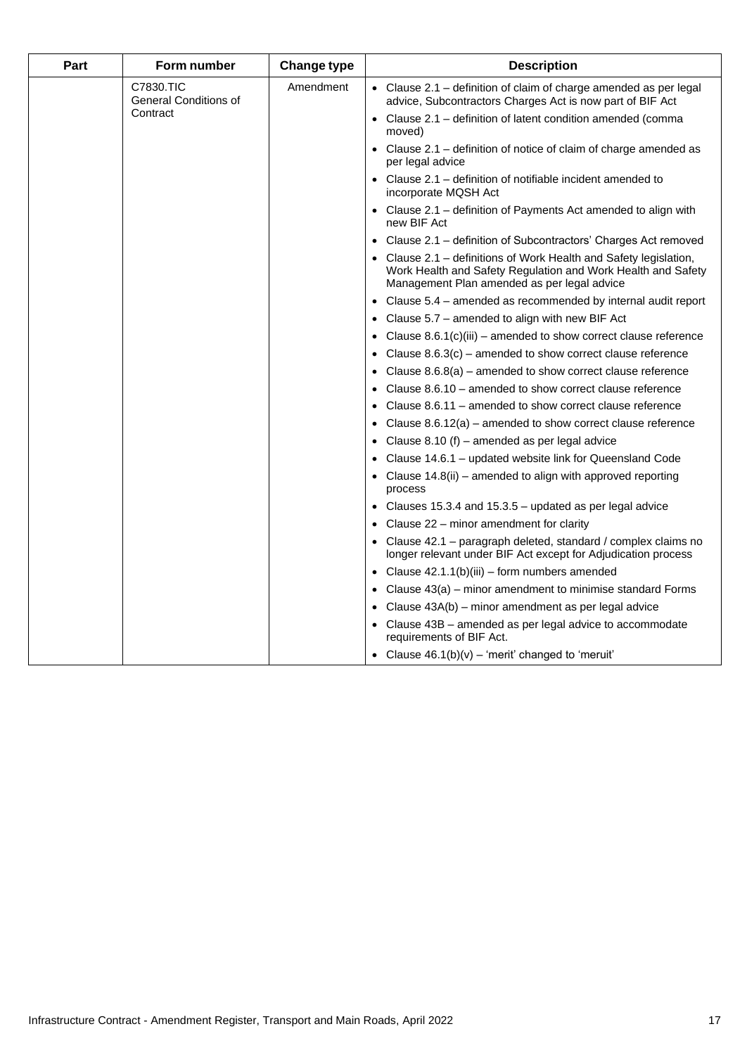| Part | Form number | Change type | Description |
|---|---|---|---|
| | C7830.TIC General Conditions of Contract | Amendment | • Clause 2.1 – definition of claim of charge amended as per legal advice, Subcontractors Charges Act is now part of BIF Act<br>• Clause 2.1 – definition of latent condition amended (comma moved)<br>• Clause 2.1 – definition of notice of claim of charge amended as per legal advice<br>• Clause 2.1 – definition of notifiable incident amended to incorporate MQSH Act<br>• Clause 2.1 – definition of Payments Act amended to align with new BIF Act<br>• Clause 2.1 – definition of Subcontractors' Charges Act removed<br>• Clause 2.1 – definitions of Work Health and Safety legislation, Work Health and Safety Regulation and Work Health and Safety Management Plan amended as per legal advice<br>• Clause 5.4 – amended as recommended by internal audit report<br>• Clause 5.7 – amended to align with new BIF Act<br>• Clause 8.6.1(c)(iii) – amended to show correct clause reference<br>• Clause 8.6.3(c) – amended to show correct clause reference<br>• Clause 8.6.8(a) – amended to show correct clause reference<br>• Clause 8.6.10 – amended to show correct clause reference<br>• Clause 8.6.11 – amended to show correct clause reference<br>• Clause 8.6.12(a) – amended to show correct clause reference<br>• Clause 8.10 (f) – amended as per legal advice<br>• Clause 14.6.1 – updated website link for Queensland Code<br>• Clause 14.8(ii) – amended to align with approved reporting process<br>• Clauses 15.3.4 and 15.3.5 – updated as per legal advice<br>• Clause 22 – minor amendment for clarity<br>• Clause 42.1 – paragraph deleted, standard / complex claims no longer relevant under BIF Act except for Adjudication process<br>• Clause 42.1.1(b)(iii) – form numbers amended<br>• Clause 43(a) – minor amendment to minimise standard Forms<br>• Clause 43A(b) – minor amendment as per legal advice<br>• Clause 43B – amended as per legal advice to accommodate requirements of BIF Act.<br>• Clause 46.1(b)(v) – 'merit' changed to 'meruit' |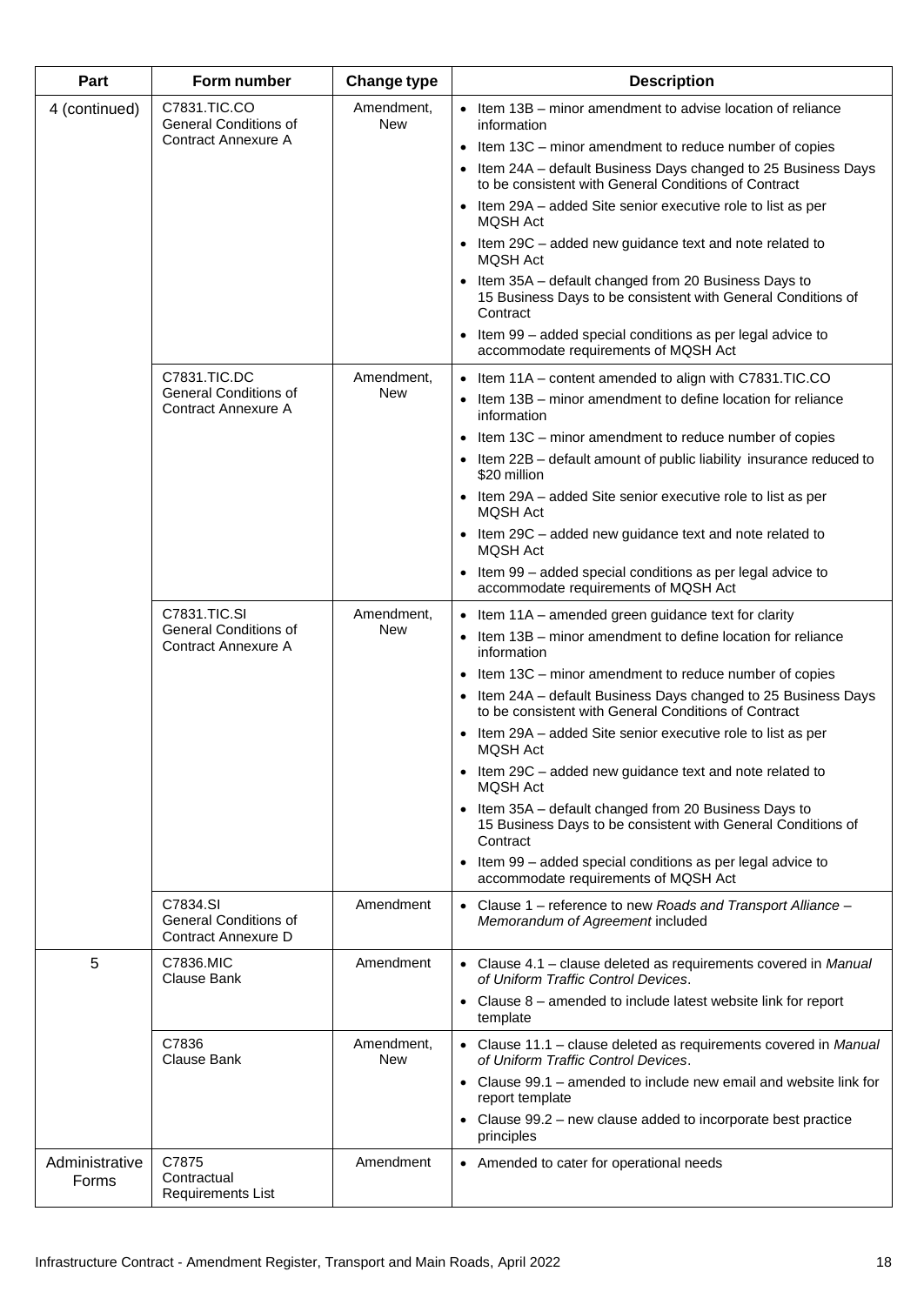| Part | Form number | Change type | Description |
|---|---|---|---|
| 4 (continued) | C7831.TIC.CO General Conditions of Contract Annexure A | Amendment, New | • Item 13B – minor amendment to advise location of reliance information<br>• Item 13C – minor amendment to reduce number of copies<br>• Item 24A – default Business Days changed to 25 Business Days to be consistent with General Conditions of Contract<br>• Item 29A – added Site senior executive role to list as per MQSH Act<br>• Item 29C – added new guidance text and note related to MQSH Act<br>• Item 35A – default changed from 20 Business Days to 15 Business Days to be consistent with General Conditions of Contract<br>• Item 99 – added special conditions as per legal advice to accommodate requirements of MQSH Act |
| | C7831.TIC.DC General Conditions of Contract Annexure A | Amendment, New | • Item 11A – content amended to align with C7831.TIC.CO<br>• Item 13B – minor amendment to define location for reliance information<br>• Item 13C – minor amendment to reduce number of copies<br>• Item 22B – default amount of public liability insurance reduced to \$20 million<br>• Item 29A – added Site senior executive role to list as per MQSH Act<br>• Item 29C – added new guidance text and note related to MQSH Act<br>• Item 99 – added special conditions as per legal advice to accommodate requirements of MQSH Act |
| | C7831.TIC.SI General Conditions of Contract Annexure A | Amendment, New | • Item 11A – amended green guidance text for clarity<br>• Item 13B – minor amendment to define location for reliance information<br>• Item 13C – minor amendment to reduce number of copies<br>• Item 24A – default Business Days changed to 25 Business Days to be consistent with General Conditions of Contract<br>• Item 29A – added Site senior executive role to list as per MQSH Act<br>• Item 29C – added new guidance text and note related to MQSH Act<br>• Item 35A – default changed from 20 Business Days to 15 Business Days to be consistent with General Conditions of Contract<br>• Item 99 – added special conditions as per legal advice to accommodate requirements of MQSH Act |
| | C7834.SI General Conditions of Contract Annexure D | Amendment | • Clause 1 – reference to new *Roads and Transport Alliance – Memorandum of Agreement* included |
| 5 | C7836.MIC Clause Bank | Amendment | • Clause 4.1 – clause deleted as requirements covered in *Manual of Uniform Traffic Control Devices*.<br>• Clause 8 – amended to include latest website link for report template |
| | C7836 Clause Bank | Amendment, New | • Clause 11.1 – clause deleted as requirements covered in *Manual of Uniform Traffic Control Devices*.<br>• Clause 99.1 – amended to include new email and website link for report template<br>• Clause 99.2 – new clause added to incorporate best practice principles |
| Administrative Forms | C7875 Contractual Requirements List | Amendment | • Amended to cater for operational needs |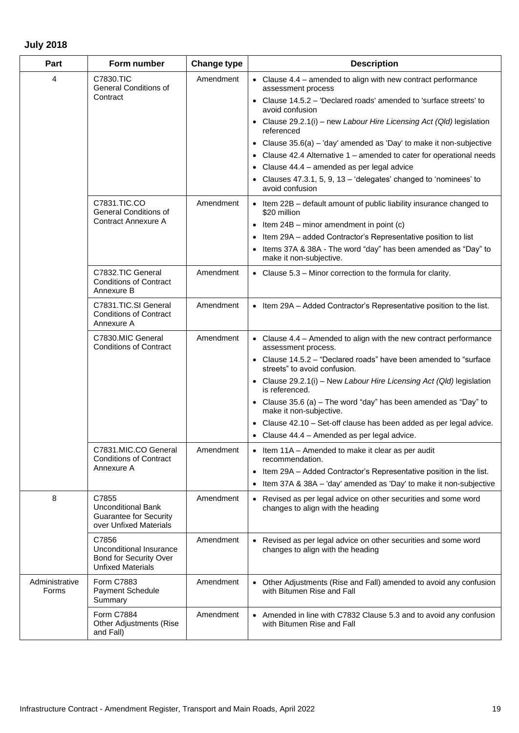**July 2018**

| Part | Form number | Change type | Description |
|---|---|---|---|
| 4 | C7830.TIC General Conditions of Contract | Amendment | • Clause 4.4 – amended to align with new contract performance assessment process<br>• Clause 14.5.2 – 'Declared roads' amended to 'surface streets' to avoid confusion<br>• Clause 29.2.1(i) – new *Labour Hire Licensing Act (Qld)* legislation referenced<br>• Clause 35.6(a) – 'day' amended as 'Day' to make it non-subjective<br>• Clause 42.4 Alternative 1 – amended to cater for operational needs<br>• Clause 44.4 – amended as per legal advice<br>• Clauses 47.3.1, 5, 9, 13 – 'delegates' changed to 'nominees' to avoid confusion |
| | C7831.TIC.CO General Conditions of Contract Annexure A | Amendment | • Item 22B – default amount of public liability insurance changed to $20 million<br>• Item 24B – minor amendment in point (c)<br>• Item 29A – added Contractor's Representative position to list<br>• Items 37A & 38A - The word "day" has been amended as "Day" to make it non-subjective. |
| | C7832.TIC General Conditions of Contract Annexure B | Amendment | • Clause 5.3 – Minor correction to the formula for clarity. |
| | C7831.TIC.SI General Conditions of Contract Annexure A | Amendment | • Item 29A – Added Contractor's Representative position to the list. |
| | C7830.MIC General Conditions of Contract | Amendment | • Clause 4.4 – Amended to align with the new contract performance assessment process.<br>• Clause 14.5.2 – "Declared roads" have been amended to "surface streets" to avoid confusion.<br>• Clause 29.2.1(i) – New *Labour Hire Licensing Act (Qld)* legislation is referenced.<br>• Clause 35.6 (a) – The word "day" has been amended as "Day" to make it non-subjective.<br>• Clause 42.10 – Set-off clause has been added as per legal advice.<br>• Clause 44.4 – Amended as per legal advice. |
| | C7831.MIC.CO General Conditions of Contract Annexure A | Amendment | • Item 11A – Amended to make it clear as per audit recommendation.<br>• Item 29A – Added Contractor's Representative position in the list.<br>• Item 37A & 38A – 'day' amended as 'Day' to make it non-subjective |
| 8 | C7855 Unconditional Bank Guarantee for Security over Unfixed Materials | Amendment | • Revised as per legal advice on other securities and some word changes to align with the heading |
| | C7856 Unconditional Insurance Bond for Security Over Unfixed Materials | Amendment | • Revised as per legal advice on other securities and some word changes to align with the heading |
| Administrative Forms | Form C7883 Payment Schedule Summary | Amendment | • Other Adjustments (Rise and Fall) amended to avoid any confusion with Bitumen Rise and Fall |
| | Form C7884 Other Adjustments (Rise and Fall) | Amendment | • Amended in line with C7832 Clause 5.3 and to avoid any confusion with Bitumen Rise and Fall |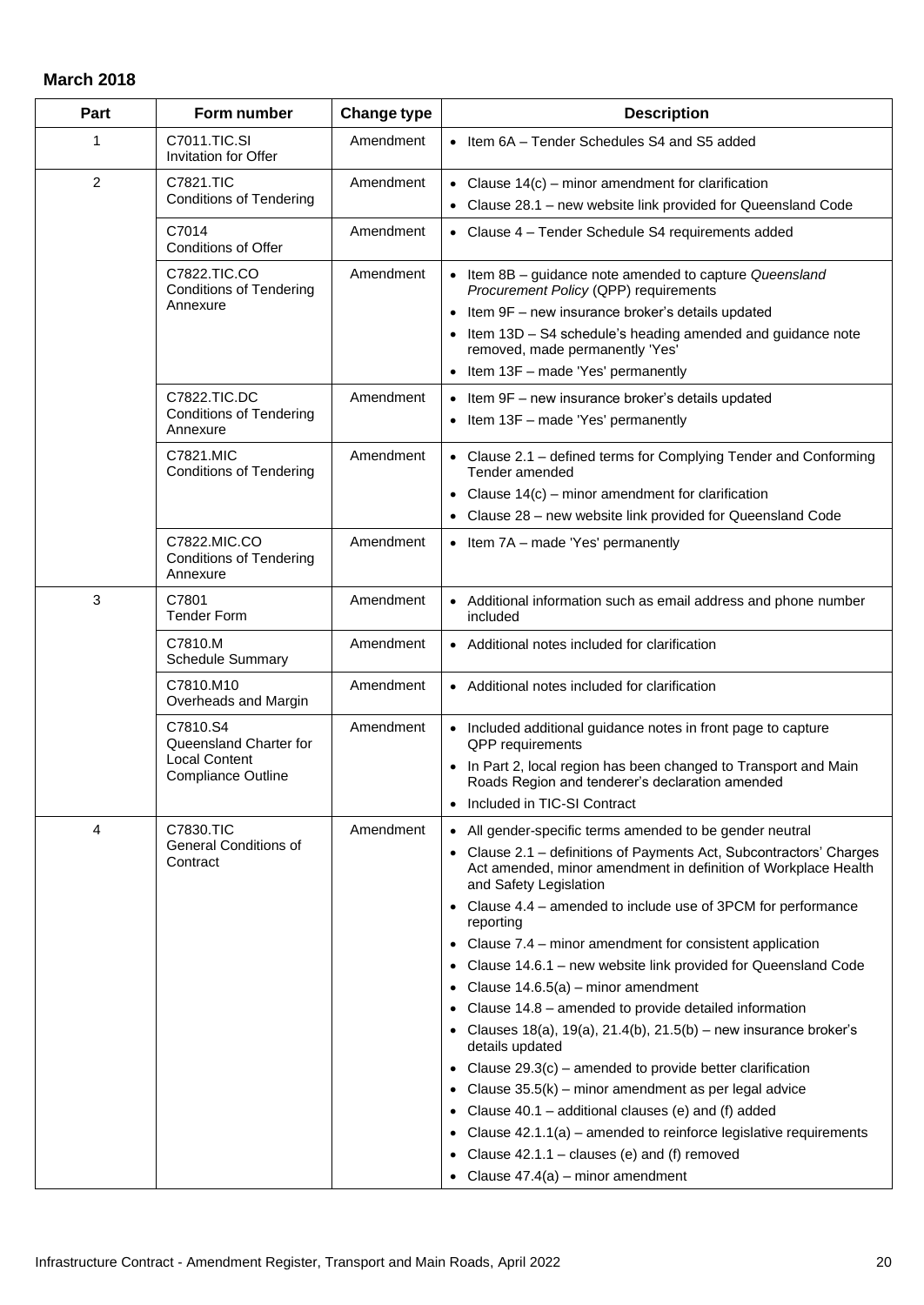**March 2018**

| Part | Form number | Change type | Description |
|---|---|---|---|
| 1 | C7011.TIC.SI Invitation for Offer | Amendment | • Item 6A – Tender Schedules S4 and S5 added |
| 2 | C7821.TIC Conditions of Tendering | Amendment | • Clause 14(c) – minor amendment for clarification<br>• Clause 28.1 – new website link provided for Queensland Code |
| | C7014 Conditions of Offer | Amendment | • Clause 4 – Tender Schedule S4 requirements added |
| | C7822.TIC.CO Conditions of Tendering Annexure | Amendment | • Item 8B – guidance note amended to capture *Queensland Procurement Policy* (QPP) requirements<br>• Item 9F – new insurance broker's details updated<br>• Item 13D – S4 schedule's heading amended and guidance note removed, made permanently 'Yes'<br>• Item 13F – made 'Yes' permanently |
| | C7822.TIC.DC Conditions of Tendering Annexure | Amendment | • Item 9F – new insurance broker's details updated<br>• Item 13F – made 'Yes' permanently |
| | C7821.MIC Conditions of Tendering | Amendment | • Clause 2.1 – defined terms for Complying Tender and Conforming Tender amended<br>• Clause 14(c) – minor amendment for clarification<br>• Clause 28 – new website link provided for Queensland Code |
| | C7822.MIC.CO Conditions of Tendering Annexure | Amendment | • Item 7A – made 'Yes' permanently |
| 3 | C7801 Tender Form | Amendment | • Additional information such as email address and phone number included |
| | C7810.M Schedule Summary | Amendment | • Additional notes included for clarification |
| | C7810.M10 Overheads and Margin | Amendment | • Additional notes included for clarification |
| | C7810.S4 Queensland Charter for Local Content Compliance Outline | Amendment | • Included additional guidance notes in front page to capture QPP requirements<br>• In Part 2, local region has been changed to Transport and Main Roads Region and tenderer's declaration amended<br>• Included in TIC-SI Contract |
| 4 | C7830.TIC General Conditions of Contract | Amendment | • All gender-specific terms amended to be gender neutral<br>• Clause 2.1 – definitions of Payments Act, Subcontractors' Charges Act amended, minor amendment in definition of Workplace Health and Safety Legislation<br>• Clause 4.4 – amended to include use of 3PCM for performance reporting<br>• Clause 7.4 – minor amendment for consistent application<br>• Clause 14.6.1 – new website link provided for Queensland Code<br>• Clause 14.6.5(a) – minor amendment<br>• Clause 14.8 – amended to provide detailed information<br>• Clauses 18(a), 19(a), 21.4(b), 21.5(b) – new insurance broker's details updated<br>• Clause 29.3(c) – amended to provide better clarification<br>• Clause 35.5(k) – minor amendment as per legal advice<br>• Clause 40.1 – additional clauses (e) and (f) added<br>• Clause 42.1.1(a) – amended to reinforce legislative requirements<br>• Clause 42.1.1 – clauses (e) and (f) removed<br>• Clause 47.4(a) – minor amendment |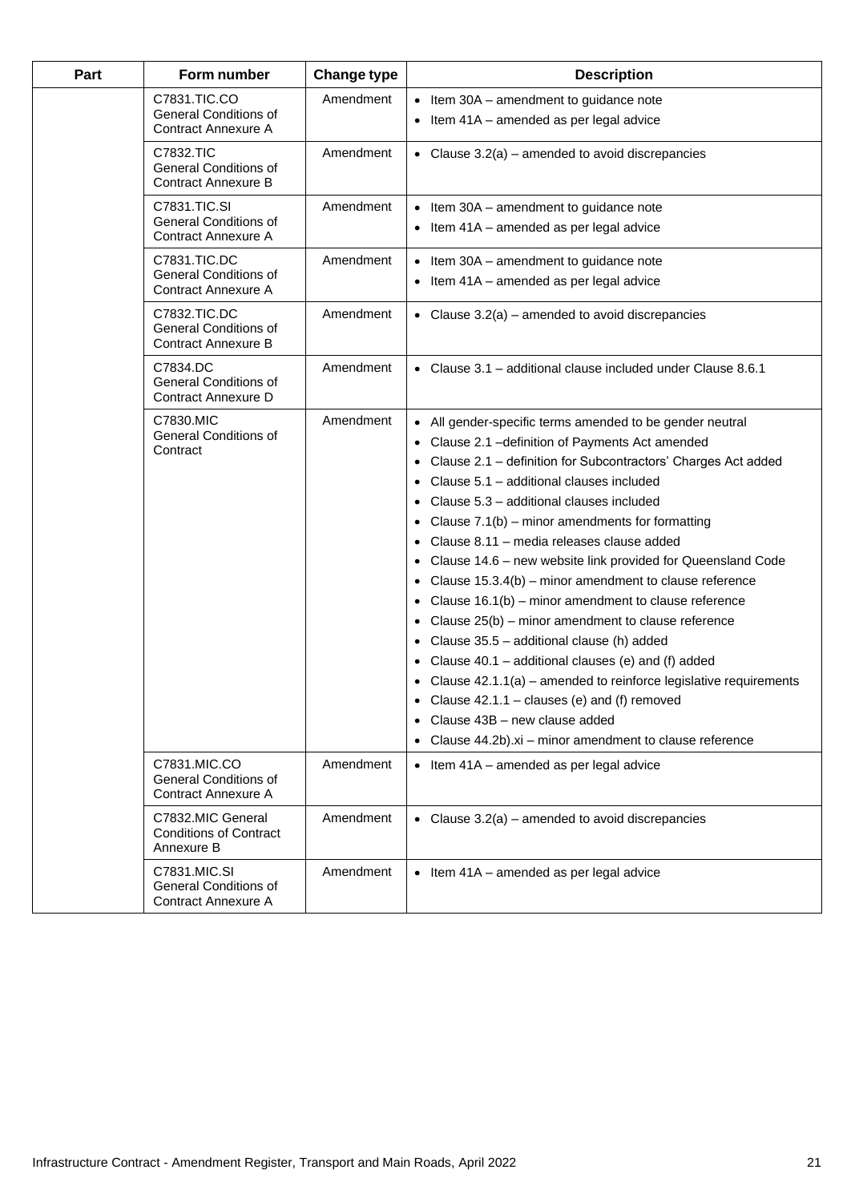| Part | Form number | Change type | Description |
|---|---|---|---|
| | C7831.TIC.CO General Conditions of Contract Annexure A | Amendment | • Item 30A – amendment to guidance note<br>• Item 41A – amended as per legal advice |
| | C7832.TIC General Conditions of Contract Annexure B | Amendment | • Clause 3.2(a) – amended to avoid discrepancies |
| | C7831.TIC.SI General Conditions of Contract Annexure A | Amendment | • Item 30A – amendment to guidance note<br>• Item 41A – amended as per legal advice |
| | C7831.TIC.DC General Conditions of Contract Annexure A | Amendment | • Item 30A – amendment to guidance note<br>• Item 41A – amended as per legal advice |
| | C7832.TIC.DC General Conditions of Contract Annexure B | Amendment | • Clause 3.2(a) – amended to avoid discrepancies |
| | C7834.DC General Conditions of Contract Annexure D | Amendment | • Clause 3.1 – additional clause included under Clause 8.6.1 |
| | C7830.MIC General Conditions of Contract | Amendment | • All gender-specific terms amended to be gender neutral<br>• Clause 2.1 –definition of Payments Act amended<br>• Clause 2.1 – definition for Subcontractors' Charges Act added<br>• Clause 5.1 – additional clauses included<br>• Clause 5.3 – additional clauses included<br>• Clause 7.1(b) – minor amendments for formatting<br>• Clause 8.11 – media releases clause added<br>• Clause 14.6 – new website link provided for Queensland Code<br>• Clause 15.3.4(b) – minor amendment to clause reference<br>• Clause 16.1(b) – minor amendment to clause reference<br>• Clause 25(b) – minor amendment to clause reference<br>• Clause 35.5 – additional clause (h) added<br>• Clause 40.1 – additional clauses (e) and (f) added<br>• Clause 42.1.1(a) – amended to reinforce legislative requirements<br>• Clause 42.1.1 – clauses (e) and (f) removed<br>• Clause 43B – new clause added<br>• Clause 44.2b).xi – minor amendment to clause reference |
| | C7831.MIC.CO General Conditions of Contract Annexure A | Amendment | • Item 41A – amended as per legal advice |
| | C7832.MIC General Conditions of Contract Annexure B | Amendment | • Clause 3.2(a) – amended to avoid discrepancies |
| | C7831.MIC.SI General Conditions of Contract Annexure A | Amendment | • Item 41A – amended as per legal advice |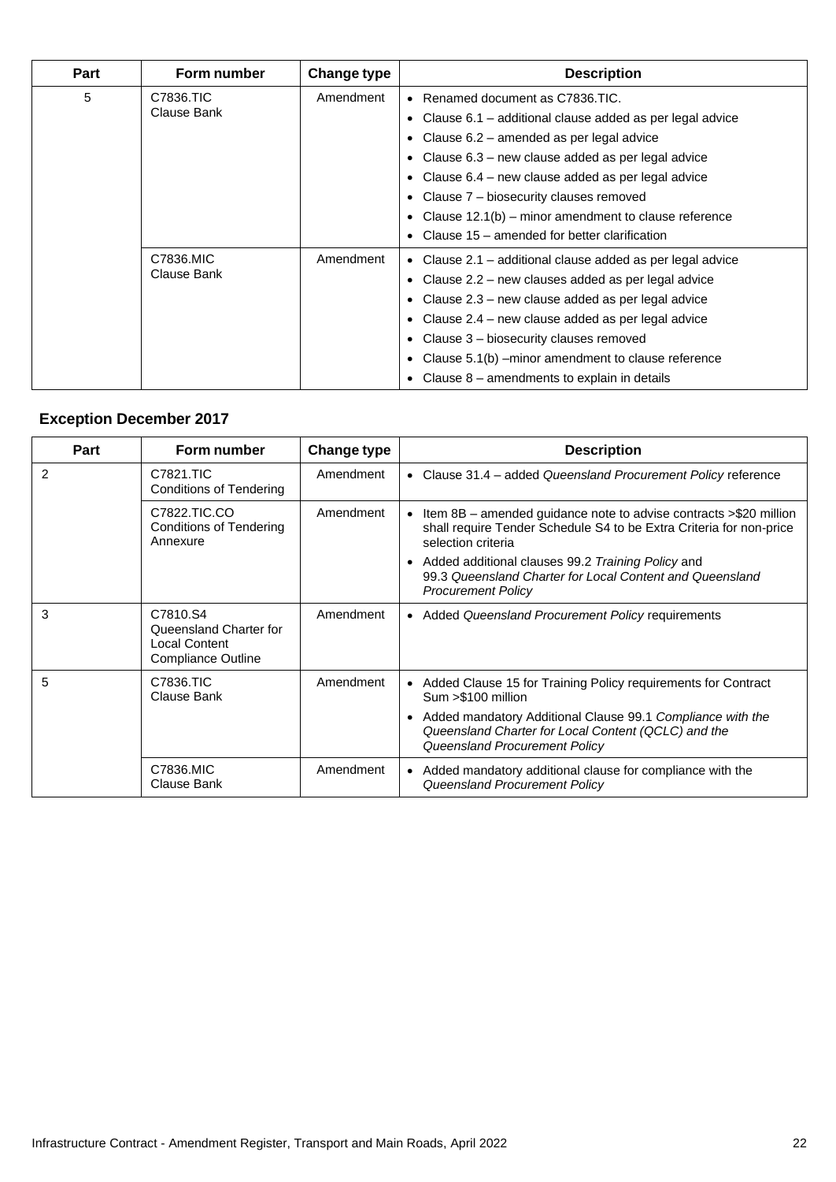| Part | Form number | Change type | Description |
|---|---|---|---|
| 5 | C7836.TIC Clause Bank | Amendment | • Renamed document as C7836.TIC.<br>• Clause 6.1 – additional clause added as per legal advice<br>• Clause 6.2 – amended as per legal advice<br>• Clause 6.3 – new clause added as per legal advice<br>• Clause 6.4 – new clause added as per legal advice<br>• Clause 7 – biosecurity clauses removed<br>• Clause 12.1(b) – minor amendment to clause reference<br>• Clause 15 – amended for better clarification |
| | C7836.MIC Clause Bank | Amendment | • Clause 2.1 – additional clause added as per legal advice<br>• Clause 2.2 – new clauses added as per legal advice<br>• Clause 2.3 – new clause added as per legal advice<br>• Clause 2.4 – new clause added as per legal advice<br>• Clause 3 – biosecurity clauses removed<br>• Clause 5.1(b) –minor amendment to clause reference<br>• Clause 8 – amendments to explain in details |

### Exception December 2017

| Part | Form number | Change type | Description |
|---|---|---|---|
| 2 | C7821.TIC Conditions of Tendering | Amendment | • Clause 31.4 – added *Queensland Procurement Policy* reference |
| | C7822.TIC.CO Conditions of Tendering Annexure | Amendment | • Item 8B – amended guidance note to advise contracts >$20 million shall require Tender Schedule S4 to be Extra Criteria for non-price selection criteria<br>• Added additional clauses 99.2 *Training Policy* and 99.3 *Queensland Charter for Local Content and Queensland Procurement Policy* |
| 3 | C7810.S4 Queensland Charter for Local Content Compliance Outline | Amendment | • Added *Queensland Procurement Policy* requirements |
| 5 | C7836.TIC Clause Bank | Amendment | • Added Clause 15 for Training Policy requirements for Contract Sum >$100 million<br>• Added mandatory Additional Clause 99.1 *Compliance with the Queensland Charter for Local Content (QCLC) and the Queensland Procurement Policy* |
| | C7836.MIC Clause Bank | Amendment | • Added mandatory additional clause for compliance with the *Queensland Procurement Policy* |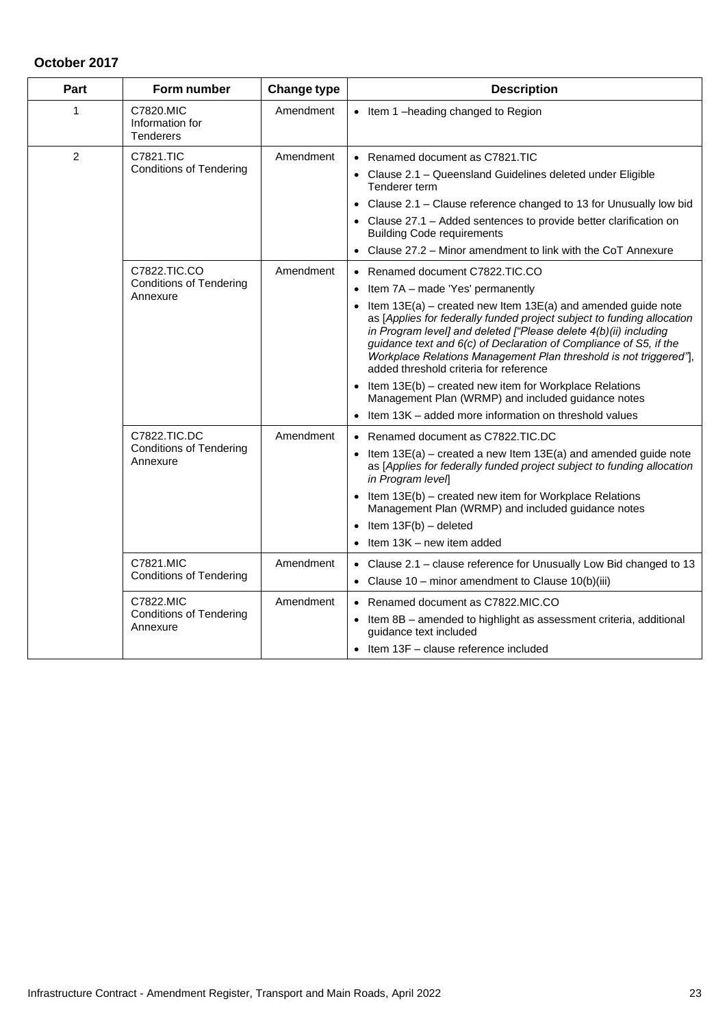**October 2017**

| Part | Form number | Change type | Description |
|---|---|---|---|
| 1 | C7820.MIC Information for Tenderers | Amendment | • Item 1 –heading changed to Region |
| 2 | C7821.TIC Conditions of Tendering | Amendment | • Renamed document as C7821.TIC<br>• Clause 2.1 – Queensland Guidelines deleted under Eligible Tenderer term<br>• Clause 2.1 – Clause reference changed to 13 for Unusually low bid<br>• Clause 27.1 – Added sentences to provide better clarification on Building Code requirements<br>• Clause 27.2 – Minor amendment to link with the CoT Annexure |
| | C7822.TIC.CO Conditions of Tendering Annexure | Amendment | • Renamed document C7822.TIC.CO<br>• Item 7A – made 'Yes' permanently<br>• Item 13E(a) – created new Item 13E(a) and amended guide note as [*Applies for federally funded project subject to funding allocation in Program level] and deleted ["Please delete 4(b)(ii) including guidance text and 6(c) of Declaration of Compliance of S5, if the Workplace Relations Management Plan threshold is not triggered"*], added threshold criteria for reference<br>• Item 13E(b) – created new item for Workplace Relations Management Plan (WRMP) and included guidance notes<br>• Item 13K – added more information on threshold values |
| | C7822.TIC.DC Conditions of Tendering Annexure | Amendment | • Renamed document as C7822.TIC.DC<br>• Item 13E(a) – created a new Item 13E(a) and amended guide note as [*Applies for federally funded project subject to funding allocation in Program level*]<br>• Item 13E(b) – created new item for Workplace Relations Management Plan (WRMP) and included guidance notes<br>• Item 13F(b) – deleted<br>• Item 13K – new item added |
| | C7821.MIC Conditions of Tendering | Amendment | • Clause 2.1 – clause reference for Unusually Low Bid changed to 13<br>• Clause 10 – minor amendment to Clause 10(b)(iii) |
| | C7822.MIC Conditions of Tendering Annexure | Amendment | • Renamed document as C7822.MIC.CO<br>• Item 8B – amended to highlight as assessment criteria, additional guidance text included<br>• Item 13F – clause reference included |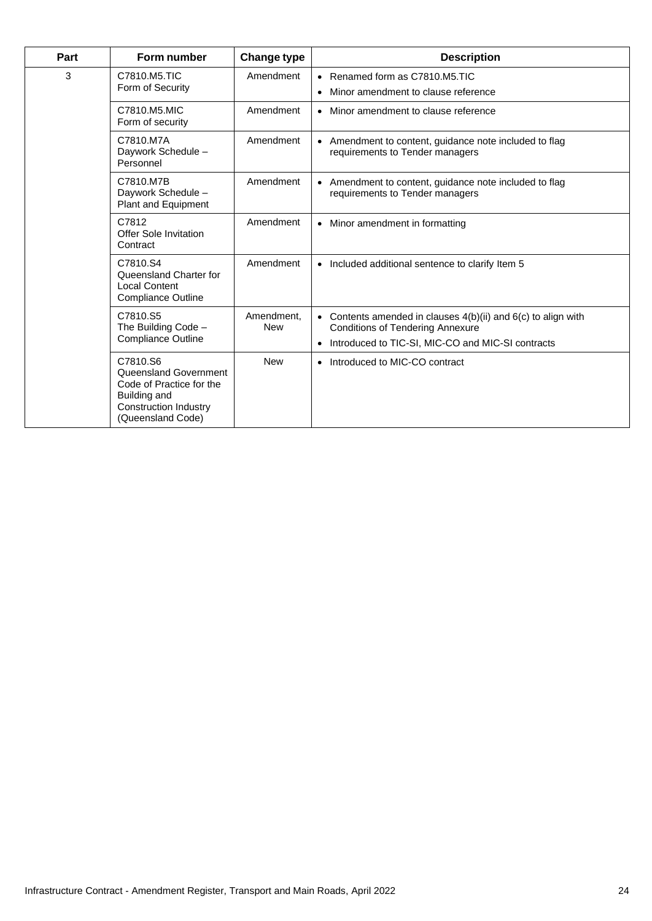| Part | Form number | Change type | Description |
|---|---|---|---|
| 3 | C7810.M5.TIC<br>Form of Security | Amendment | • Renamed form as C7810.M5.TIC<br>• Minor amendment to clause reference |
| | C7810.M5.MIC<br>Form of security | Amendment | • Minor amendment to clause reference |
| | C7810.M7A<br>Daywork Schedule – Personnel | Amendment | • Amendment to content, guidance note included to flag requirements to Tender managers |
| | C7810.M7B<br>Daywork Schedule – Plant and Equipment | Amendment | • Amendment to content, guidance note included to flag requirements to Tender managers |
| | C7812<br>Offer Sole Invitation Contract | Amendment | • Minor amendment in formatting |
| | C7810.S4<br>Queensland Charter for Local Content Compliance Outline | Amendment | • Included additional sentence to clarify Item 5 |
| | C7810.S5<br>The Building Code – Compliance Outline | Amendment, New | • Contents amended in clauses 4(b)(ii) and 6(c) to align with Conditions of Tendering Annexure<br>• Introduced to TIC-SI, MIC-CO and MIC-SI contracts |
| | C7810.S6<br>Queensland Government Code of Practice for the Building and Construction Industry (Queensland Code) | New | • Introduced to MIC-CO contract |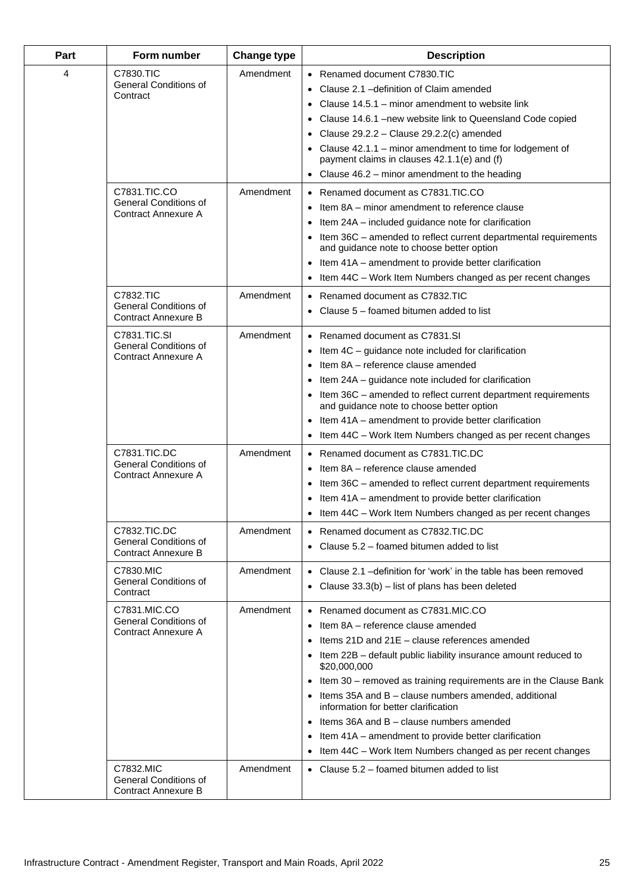| Part | Form number | Change type | Description |
|---|---|---|---|
| 4 | C7830.TIC<br>General Conditions of Contract | Amendment | • Renamed document C7830.TIC<br>• Clause 2.1 –definition of Claim amended<br>• Clause 14.5.1 – minor amendment to website link<br>• Clause 14.6.1 –new website link to Queensland Code copied<br>• Clause 29.2.2 – Clause 29.2.2(c) amended<br>• Clause 42.1.1 – minor amendment to time for lodgement of payment claims in clauses 42.1.1(e) and (f)<br>• Clause 46.2 – minor amendment to the heading |
| | C7831.TIC.CO<br>General Conditions of Contract Annexure A | Amendment | • Renamed document as C7831.TIC.CO<br>• Item 8A – minor amendment to reference clause<br>• Item 24A – included guidance note for clarification<br>• Item 36C – amended to reflect current departmental requirements and guidance note to choose better option<br>• Item 41A – amendment to provide better clarification<br>• Item 44C – Work Item Numbers changed as per recent changes |
| | C7832.TIC<br>General Conditions of Contract Annexure B | Amendment | • Renamed document as C7832.TIC<br>• Clause 5 – foamed bitumen added to list |
| | C7831.TIC.SI<br>General Conditions of Contract Annexure A | Amendment | • Renamed document as C7831.SI<br>• Item 4C – guidance note included for clarification<br>• Item 8A – reference clause amended<br>• Item 24A – guidance note included for clarification<br>• Item 36C – amended to reflect current department requirements and guidance note to choose better option<br>• Item 41A – amendment to provide better clarification<br>• Item 44C – Work Item Numbers changed as per recent changes |
| | C7831.TIC.DC<br>General Conditions of Contract Annexure A | Amendment | • Renamed document as C7831.TIC.DC<br>• Item 8A – reference clause amended<br>• Item 36C – amended to reflect current department requirements<br>• Item 41A – amendment to provide better clarification<br>• Item 44C – Work Item Numbers changed as per recent changes |
| | C7832.TIC.DC<br>General Conditions of Contract Annexure B | Amendment | • Renamed document as C7832.TIC.DC<br>• Clause 5.2 – foamed bitumen added to list |
| | C7830.MIC<br>General Conditions of Contract | Amendment | • Clause 2.1 –definition for 'work' in the table has been removed<br>• Clause 33.3(b) – list of plans has been deleted |
| | C7831.MIC.CO<br>General Conditions of Contract Annexure A | Amendment | • Renamed document as C7831.MIC.CO<br>• Item 8A – reference clause amended<br>• Items 21D and 21E – clause references amended<br>• Item 22B – default public liability insurance amount reduced to $20,000,000<br>• Item 30 – removed as training requirements are in the Clause Bank<br>• Items 35A and B – clause numbers amended, additional information for better clarification<br>• Items 36A and B – clause numbers amended<br>• Item 41A – amendment to provide better clarification<br>• Item 44C – Work Item Numbers changed as per recent changes |
| | C7832.MIC<br>General Conditions of Contract Annexure B | Amendment | • Clause 5.2 – foamed bitumen added to list |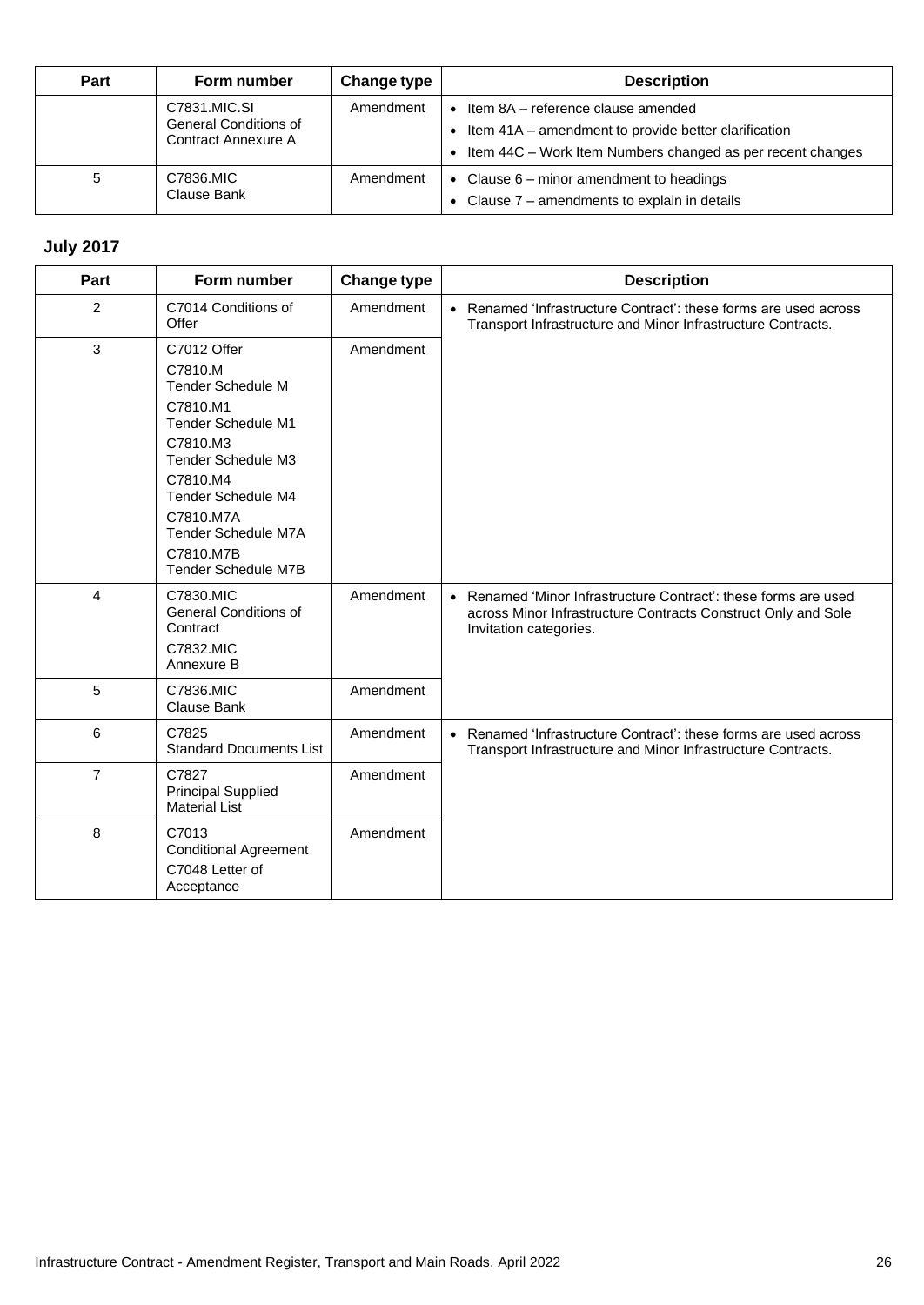| Part | Form number | Change type | Description |
|---|---|---|---|
| | C7831.MIC.SI General Conditions of Contract Annexure A | Amendment | • Item 8A – reference clause amended<br>• Item 41A – amendment to provide better clarification<br>• Item 44C – Work Item Numbers changed as per recent changes |
| 5 | C7836.MIC Clause Bank | Amendment | • Clause 6 – minor amendment to headings<br>• Clause 7 – amendments to explain in details |

## July 2017

| Part | Form number | Change type | Description |
|---|---|---|---|
| 2 | C7014 Conditions of Offer | Amendment | • Renamed 'Infrastructure Contract': these forms are used across Transport Infrastructure and Minor Infrastructure Contracts. |
| 3 | C7012 Offer<br>C7810.M Tender Schedule M<br>C7810.M1 Tender Schedule M1<br>C7810.M3 Tender Schedule M3<br>C7810.M4 Tender Schedule M4<br>C7810.M7A Tender Schedule M7A<br>C7810.M7B Tender Schedule M7B | Amendment | |
| 4 | C7830.MIC General Conditions of Contract<br>C7832.MIC Annexure B | Amendment | • Renamed 'Minor Infrastructure Contract': these forms are used across Minor Infrastructure Contracts Construct Only and Sole Invitation categories. |
| 5 | C7836.MIC Clause Bank | Amendment | |
| 6 | C7825 Standard Documents List | Amendment | • Renamed 'Infrastructure Contract': these forms are used across Transport Infrastructure and Minor Infrastructure Contracts. |
| 7 | C7827 Principal Supplied Material List | Amendment | |
| 8 | C7013 Conditional Agreement<br>C7048 Letter of Acceptance | Amendment | |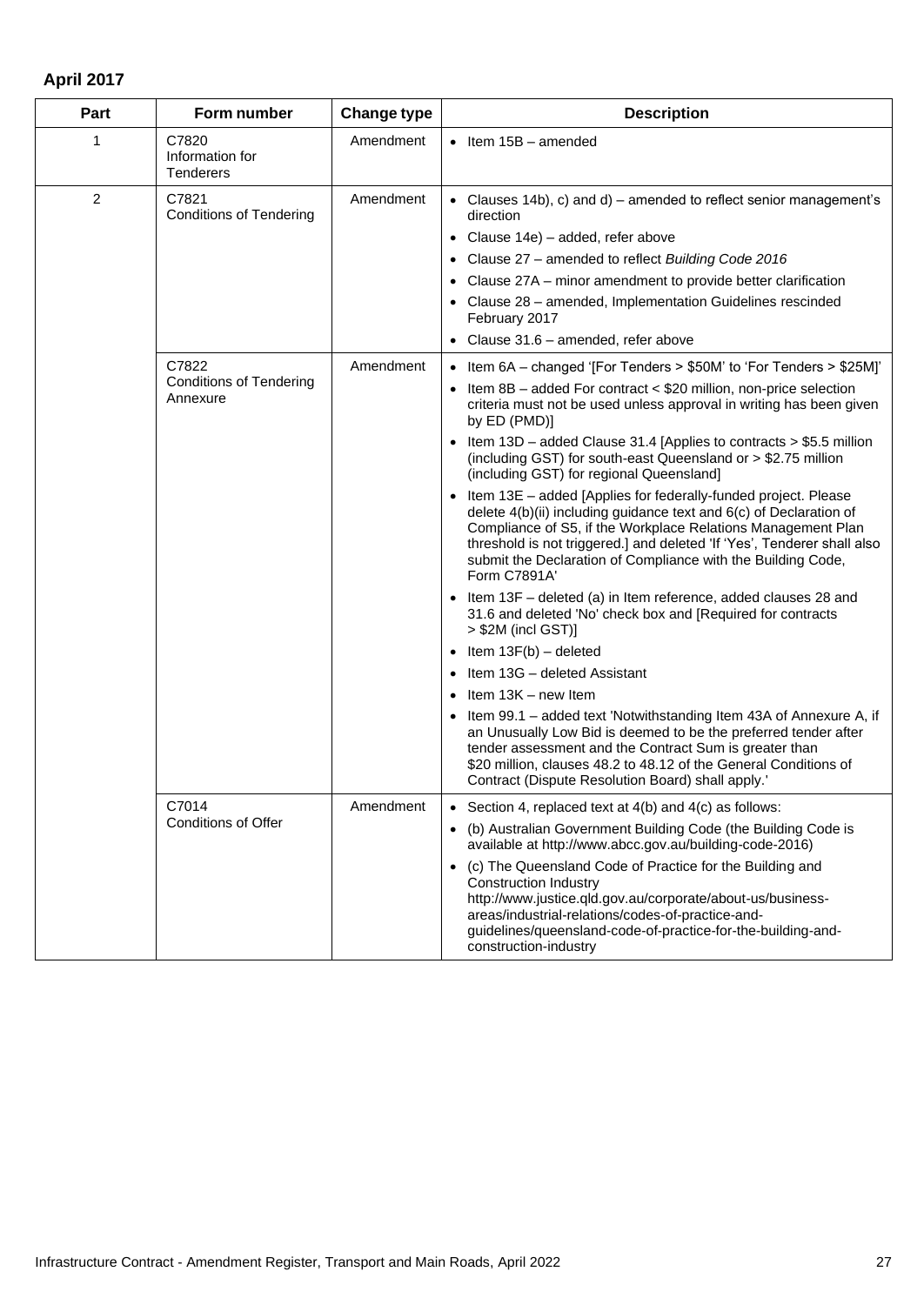## April 2017

| Part | Form number | Change type | Description |
|---|---|---|---|
| 1 | C7820 Information for Tenderers | Amendment | • Item 15B – amended |
| 2 | C7821 Conditions of Tendering | Amendment | • Clauses 14b), c) and d) – amended to reflect senior management's direction<br>• Clause 14e) – added, refer above<br>• Clause 27 – amended to reflect *Building Code 2016*<br>• Clause 27A – minor amendment to provide better clarification<br>• Clause 28 – amended, Implementation Guidelines rescinded February 2017<br>• Clause 31.6 – amended, refer above |
| | C7822 Conditions of Tendering Annexure | Amendment | • Item 6A – changed '[For Tenders > $50M' to 'For Tenders > $25M]'<br>• Item 8B – added For contract < $20 million, non-price selection criteria must not be used unless approval in writing has been given by ED (PMD)]<br>• Item 13D – added Clause 31.4 [Applies to contracts > $5.5 million (including GST) for south-east Queensland or > $2.75 million (including GST) for regional Queensland]<br>• Item 13E – added [Applies for federally-funded project. Please delete 4(b)(ii) including guidance text and 6(c) of Declaration of Compliance of S5, if the Workplace Relations Management Plan threshold is not triggered.] and deleted 'If 'Yes', Tenderer shall also submit the Declaration of Compliance with the Building Code, Form C7891A'<br>• Item 13F – deleted (a) in Item reference, added clauses 28 and 31.6 and deleted 'No' check box and [Required for contracts > $2M (incl GST)]<br>• Item 13F(b) – deleted<br>• Item 13G – deleted Assistant<br>• Item 13K – new Item<br>• Item 99.1 – added text 'Notwithstanding Item 43A of Annexure A, if an Unusually Low Bid is deemed to be the preferred tender after tender assessment and the Contract Sum is greater than $20 million, clauses 48.2 to 48.12 of the General Conditions of Contract (Dispute Resolution Board) shall apply.' |
| | C7014 Conditions of Offer | Amendment | • Section 4, replaced text at 4(b) and 4(c) as follows:<br>• (b) Australian Government Building Code (the Building Code is available at http://www.abcc.gov.au/building-code-2016)<br>• (c) The Queensland Code of Practice for the Building and Construction Industry http://www.justice.qld.gov.au/corporate/about-us/business-areas/industrial-relations/codes-of-practice-and-guidelines/queensland-code-of-practice-for-the-building-and-construction-industry |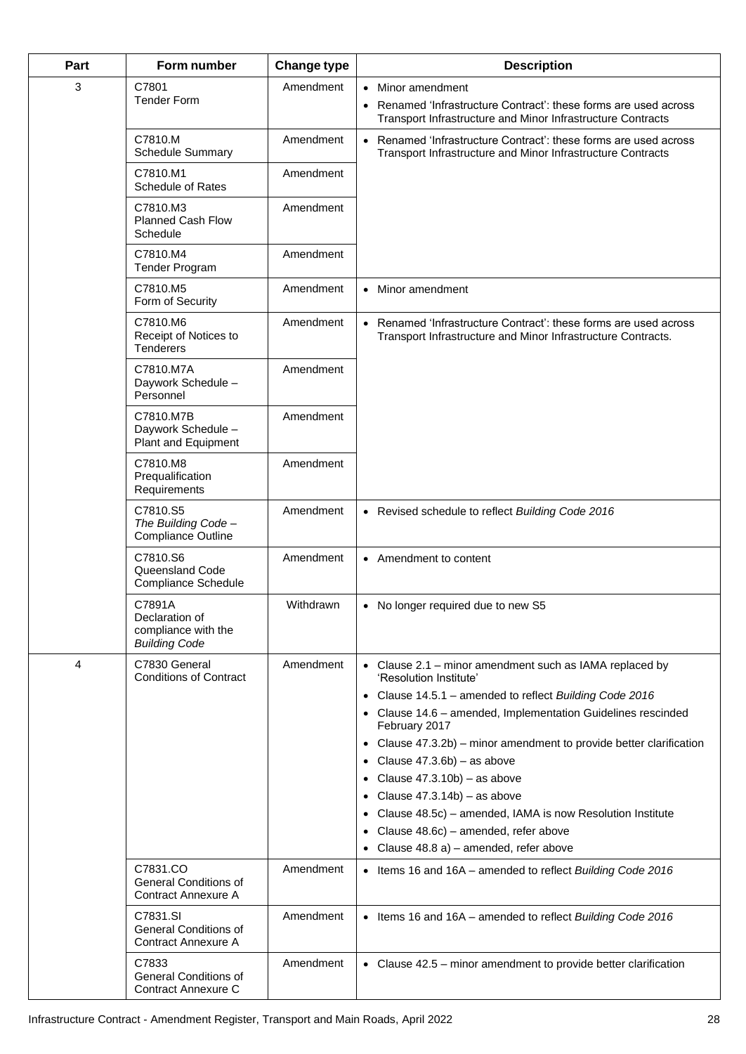| Part | Form number | Change type | Description |
|---|---|---|---|
| 3 | C7801<br>Tender Form | Amendment | • Minor amendment<br>• Renamed 'Infrastructure Contract': these forms are used across Transport Infrastructure and Minor Infrastructure Contracts |
| | C7810.M<br>Schedule Summary | Amendment | • Renamed 'Infrastructure Contract': these forms are used across Transport Infrastructure and Minor Infrastructure Contracts |
| | C7810.M1<br>Schedule of Rates | Amendment | |
| | C7810.M3<br>Planned Cash Flow Schedule | Amendment | |
| | C7810.M4<br>Tender Program | Amendment | |
| | C7810.M5<br>Form of Security | Amendment | • Minor amendment |
| | C7810.M6<br>Receipt of Notices to Tenderers | Amendment | • Renamed 'Infrastructure Contract': these forms are used across Transport Infrastructure and Minor Infrastructure Contracts. |
| | C7810.M7A<br>Daywork Schedule – Personnel | Amendment | |
| | C7810.M7B<br>Daywork Schedule – Plant and Equipment | Amendment | |
| | C7810.M8<br>Prequalification Requirements | Amendment | |
| | C7810.S5<br>*The Building Code* – Compliance Outline | Amendment | • Revised schedule to reflect *Building Code 2016* |
| | C7810.S6<br>Queensland Code Compliance Schedule | Amendment | • Amendment to content |
| | C7891A<br>Declaration of compliance with the *Building Code* | Withdrawn | • No longer required due to new S5 |
| 4 | C7830 General Conditions of Contract | Amendment | • Clause 2.1 – minor amendment such as IAMA replaced by 'Resolution Institute'<br>• Clause 14.5.1 – amended to reflect *Building Code 2016*<br>• Clause 14.6 – amended, Implementation Guidelines rescinded February 2017<br>• Clause 47.3.2b) – minor amendment to provide better clarification<br>• Clause 47.3.6b) – as above<br>• Clause 47.3.10b) – as above<br>• Clause 47.3.14b) – as above<br>• Clause 48.5c) – amended, IAMA is now Resolution Institute<br>• Clause 48.6c) – amended, refer above<br>• Clause 48.8 a) – amended, refer above |
| | C7831.CO<br>General Conditions of Contract Annexure A | Amendment | • Items 16 and 16A – amended to reflect *Building Code 2016* |
| | C7831.SI<br>General Conditions of Contract Annexure A | Amendment | • Items 16 and 16A – amended to reflect *Building Code 2016* |
| | C7833<br>General Conditions of Contract Annexure C | Amendment | • Clause 42.5 – minor amendment to provide better clarification |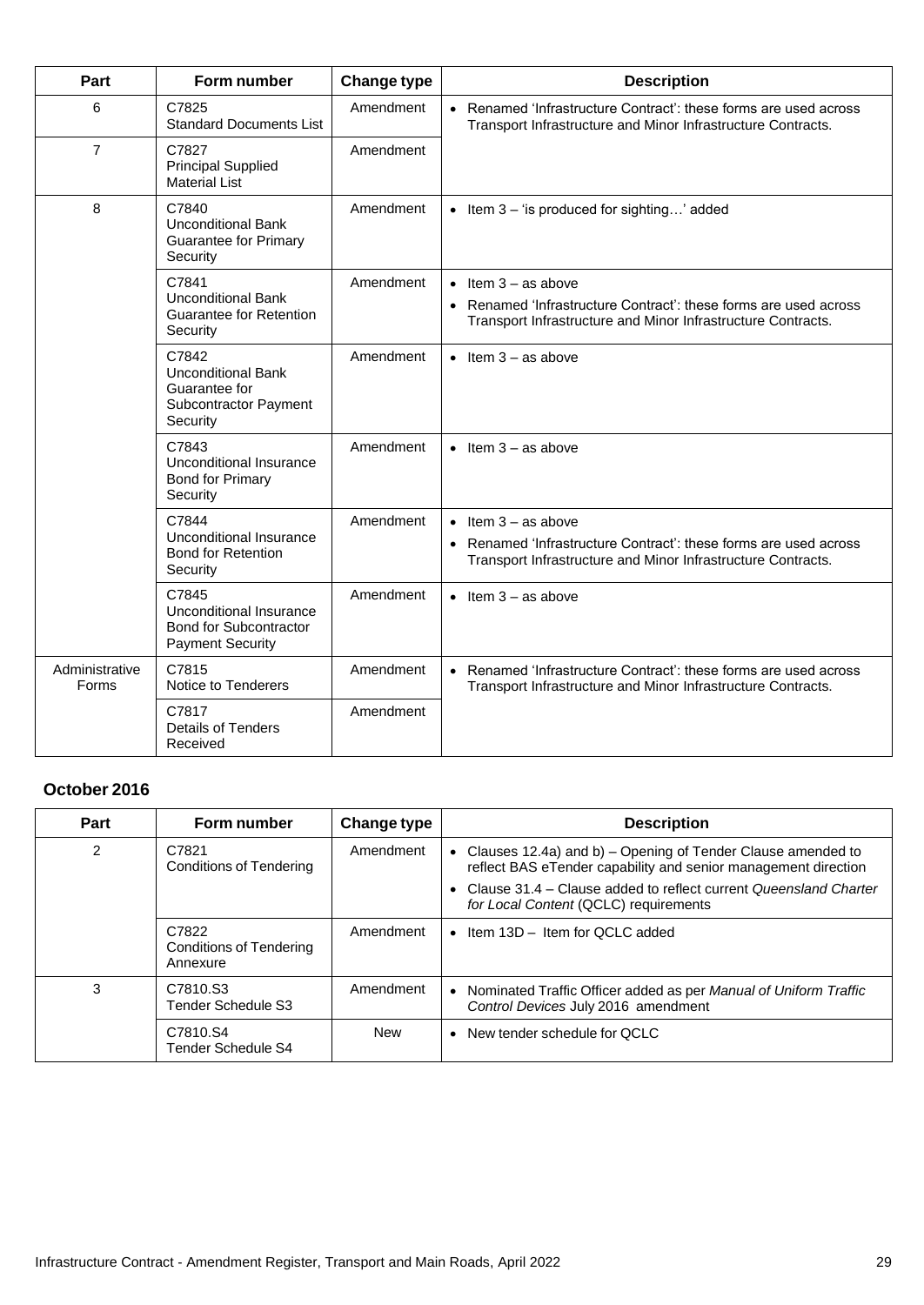| Part | Form number | Change type | Description |
|---|---|---|---|
| 6 | C7825 Standard Documents List | Amendment | • Renamed 'Infrastructure Contract': these forms are used across Transport Infrastructure and Minor Infrastructure Contracts. |
| 7 | C7827 Principal Supplied Material List | Amendment | |
| 8 | C7840 Unconditional Bank Guarantee for Primary Security | Amendment | • Item 3 – 'is produced for sighting…' added |
| | C7841 Unconditional Bank Guarantee for Retention Security | Amendment | • Item 3 – as above<br>• Renamed 'Infrastructure Contract': these forms are used across Transport Infrastructure and Minor Infrastructure Contracts. |
| | C7842 Unconditional Bank Guarantee for Subcontractor Payment Security | Amendment | • Item 3 – as above |
| | C7843 Unconditional Insurance Bond for Primary Security | Amendment | • Item 3 – as above |
| | C7844 Unconditional Insurance Bond for Retention Security | Amendment | • Item 3 – as above<br>• Renamed 'Infrastructure Contract': these forms are used across Transport Infrastructure and Minor Infrastructure Contracts. |
| | C7845 Unconditional Insurance Bond for Subcontractor Payment Security | Amendment | • Item 3 – as above |
| Administrative Forms | C7815 Notice to Tenderers | Amendment | • Renamed 'Infrastructure Contract': these forms are used across Transport Infrastructure and Minor Infrastructure Contracts. |
| | C7817 Details of Tenders Received | Amendment | |

## October 2016

| Part | Form number | Change type | Description |
|---|---|---|---|
| 2 | C7821 Conditions of Tendering | Amendment | • Clauses 12.4a) and b) – Opening of Tender Clause amended to reflect BAS eTender capability and senior management direction<br>• Clause 31.4 – Clause added to reflect current *Queensland Charter for Local Content* (QCLC) requirements |
| | C7822 Conditions of Tendering Annexure | Amendment | • Item 13D – Item for QCLC added |
| 3 | C7810.S3 Tender Schedule S3 | Amendment | • Nominated Traffic Officer added as per *Manual of Uniform Traffic Control Devices* July 2016 amendment |
| | C7810.S4 Tender Schedule S4 | New | • New tender schedule for QCLC |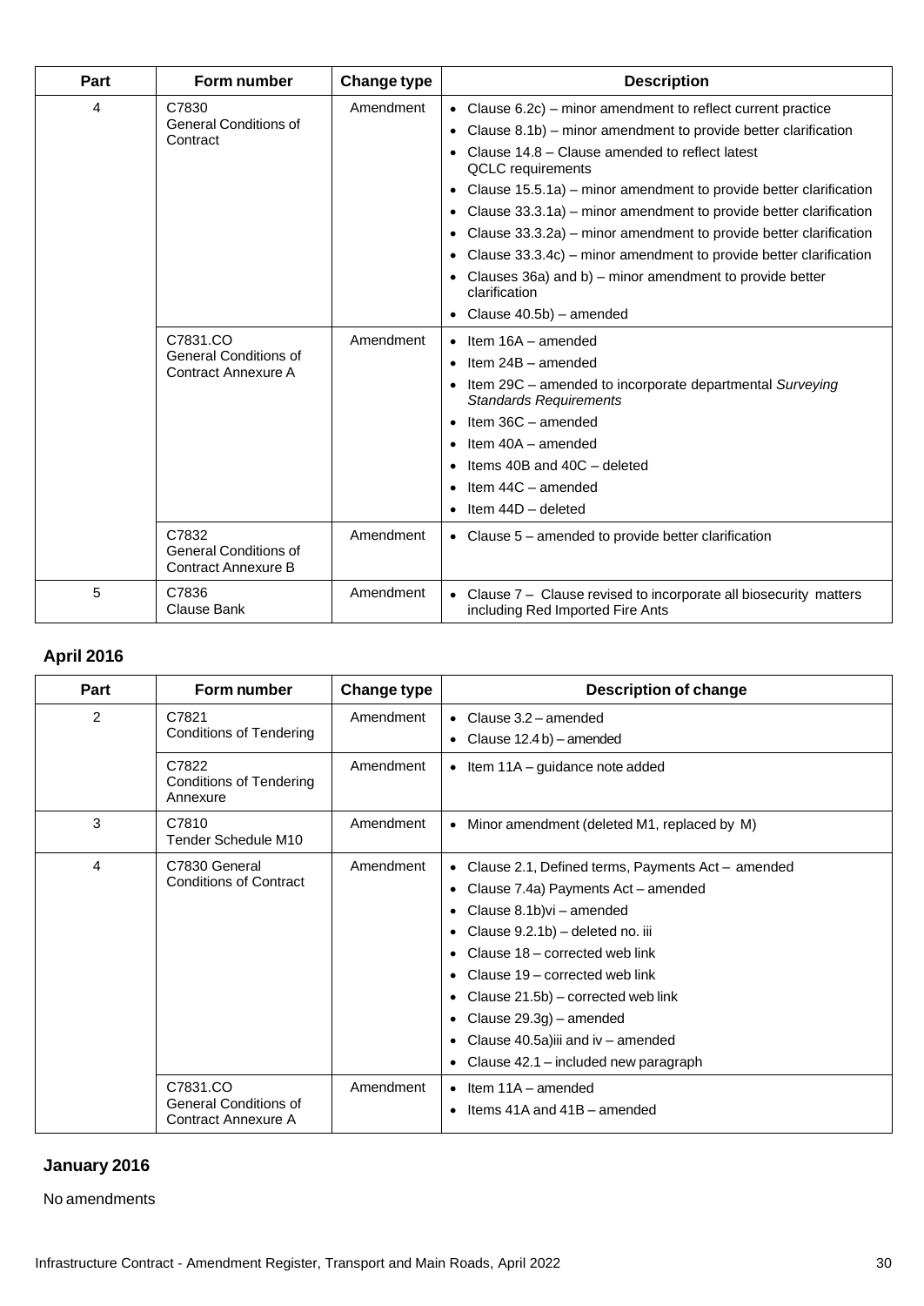| Part | Form number | Change type | Description |
|---|---|---|---|
| 4 | C7830<br>General Conditions of Contract | Amendment | • Clause 6.2c) – minor amendment to reflect current practice<br>• Clause 8.1b) – minor amendment to provide better clarification<br>• Clause 14.8 – Clause amended to reflect latest QCLC requirements<br>• Clause 15.5.1a) – minor amendment to provide better clarification<br>• Clause 33.3.1a) – minor amendment to provide better clarification<br>• Clause 33.3.2a) – minor amendment to provide better clarification<br>• Clause 33.3.4c) – minor amendment to provide better clarification<br>• Clauses 36a) and b) – minor amendment to provide better clarification<br>• Clause 40.5b) – amended |
| | C7831.CO<br>General Conditions of Contract Annexure A | Amendment | • Item 16A – amended<br>• Item 24B – amended<br>• Item 29C – amended to incorporate departmental *Surveying Standards Requirements*<br>• Item 36C – amended<br>• Item 40A – amended<br>• Items 40B and 40C – deleted<br>• Item 44C – amended<br>• Item 44D – deleted |
| | C7832<br>General Conditions of Contract Annexure B | Amendment | • Clause 5 – amended to provide better clarification |
| 5 | C7836<br>Clause Bank | Amendment | • Clause 7 – Clause revised to incorporate all biosecurity matters including Red Imported Fire Ants |

## April 2016

| Part | Form number | Change type | Description of change |
|---|---|---|---|
| 2 | C7821<br>Conditions of Tendering | Amendment | • Clause 3.2 – amended<br>• Clause 12.4 b) – amended |
| | C7822<br>Conditions of Tendering Annexure | Amendment | • Item 11A – guidance note added |
| 3 | C7810<br>Tender Schedule M10 | Amendment | • Minor amendment (deleted M1, replaced by M) |
| 4 | C7830 General Conditions of Contract | Amendment | • Clause 2.1, Defined terms, Payments Act – amended<br>• Clause 7.4a) Payments Act – amended<br>• Clause 8.1b)vi – amended<br>• Clause 9.2.1b) – deleted no. iii<br>• Clause 18 – corrected web link<br>• Clause 19 – corrected web link<br>• Clause 21.5b) – corrected web link<br>• Clause 29.3g) – amended<br>• Clause 40.5a)iii and iv – amended<br>• Clause 42.1 – included new paragraph |
| | C7831.CO<br>General Conditions of Contract Annexure A | Amendment | • Item 11A – amended<br>• Items 41A and 41B – amended |

## January 2016

No amendments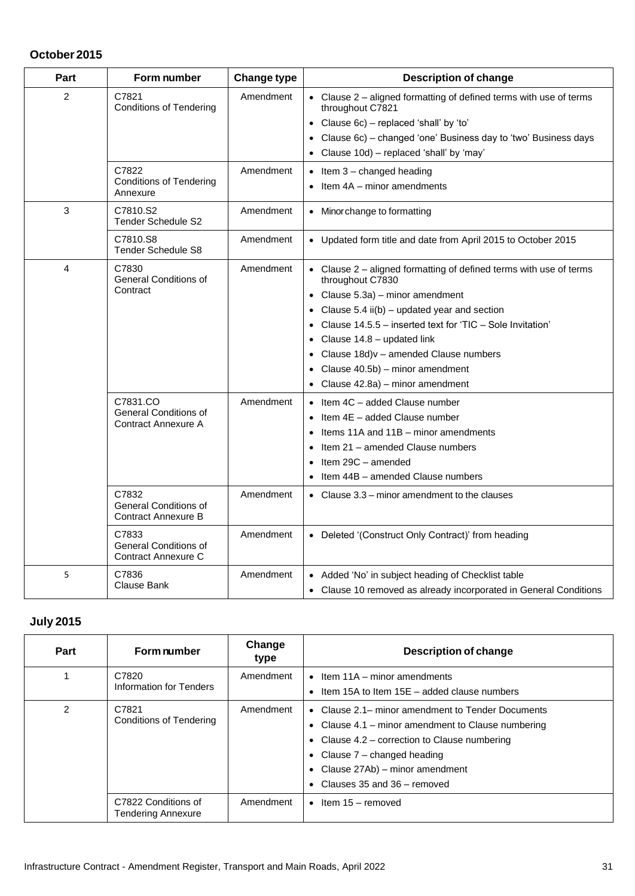## October 2015

| Part | Form number | Change type | Description of change |
|---|---|---|---|
| 2 | C7821 Conditions of Tendering | Amendment | • Clause 2 – aligned formatting of defined terms with use of terms throughout C7821<br>• Clause 6c) – replaced 'shall' by 'to'<br>• Clause 6c) – changed 'one' Business day to 'two' Business days<br>• Clause 10d) – replaced 'shall' by 'may' |
| | C7822 Conditions of Tendering Annexure | Amendment | • Item 3 – changed heading<br>• Item 4A – minor amendments |
| 3 | C7810.S2 Tender Schedule S2 | Amendment | • Minor change to formatting |
| | C7810.S8 Tender Schedule S8 | Amendment | • Updated form title and date from April 2015 to October 2015 |
| 4 | C7830 General Conditions of Contract | Amendment | • Clause 2 – aligned formatting of defined terms with use of terms throughout C7830<br>• Clause 5.3a) – minor amendment<br>• Clause 5.4 ii(b) – updated year and section<br>• Clause 14.5.5 – inserted text for 'TIC – Sole Invitation'<br>• Clause 14.8 – updated link<br>• Clause 18d)v – amended Clause numbers<br>• Clause 40.5b) – minor amendment<br>• Clause 42.8a) – minor amendment |
| | C7831.CO General Conditions of Contract Annexure A | Amendment | • Item 4C – added Clause number<br>• Item 4E – added Clause number<br>• Items 11A and 11B – minor amendments<br>• Item 21 – amended Clause numbers<br>• Item 29C – amended<br>• Item 44B – amended Clause numbers |
| | C7832 General Conditions of Contract Annexure B | Amendment | • Clause 3.3 – minor amendment to the clauses |
| | C7833 General Conditions of Contract Annexure C | Amendment | • Deleted '(Construct Only Contract)' from heading |
| 5 | C7836 Clause Bank | Amendment | • Added 'No' in subject heading of Checklist table<br>• Clause 10 removed as already incorporated in General Conditions |

## July 2015

| Part | Form number | Change type | Description of change |
|---|---|---|---|
| 1 | C7820 Information for Tenders | Amendment | • Item 11A – minor amendments<br>• Item 15A to Item 15E – added clause numbers |
| 2 | C7821 Conditions of Tendering | Amendment | • Clause 2.1– minor amendment to Tender Documents<br>• Clause 4.1 – minor amendment to Clause numbering<br>• Clause 4.2 – correction to Clause numbering<br>• Clause 7 – changed heading<br>• Clause 27Ab) – minor amendment<br>• Clauses 35 and 36 – removed |
| | C7822 Conditions of Tendering Annexure | Amendment | • Item 15 – removed |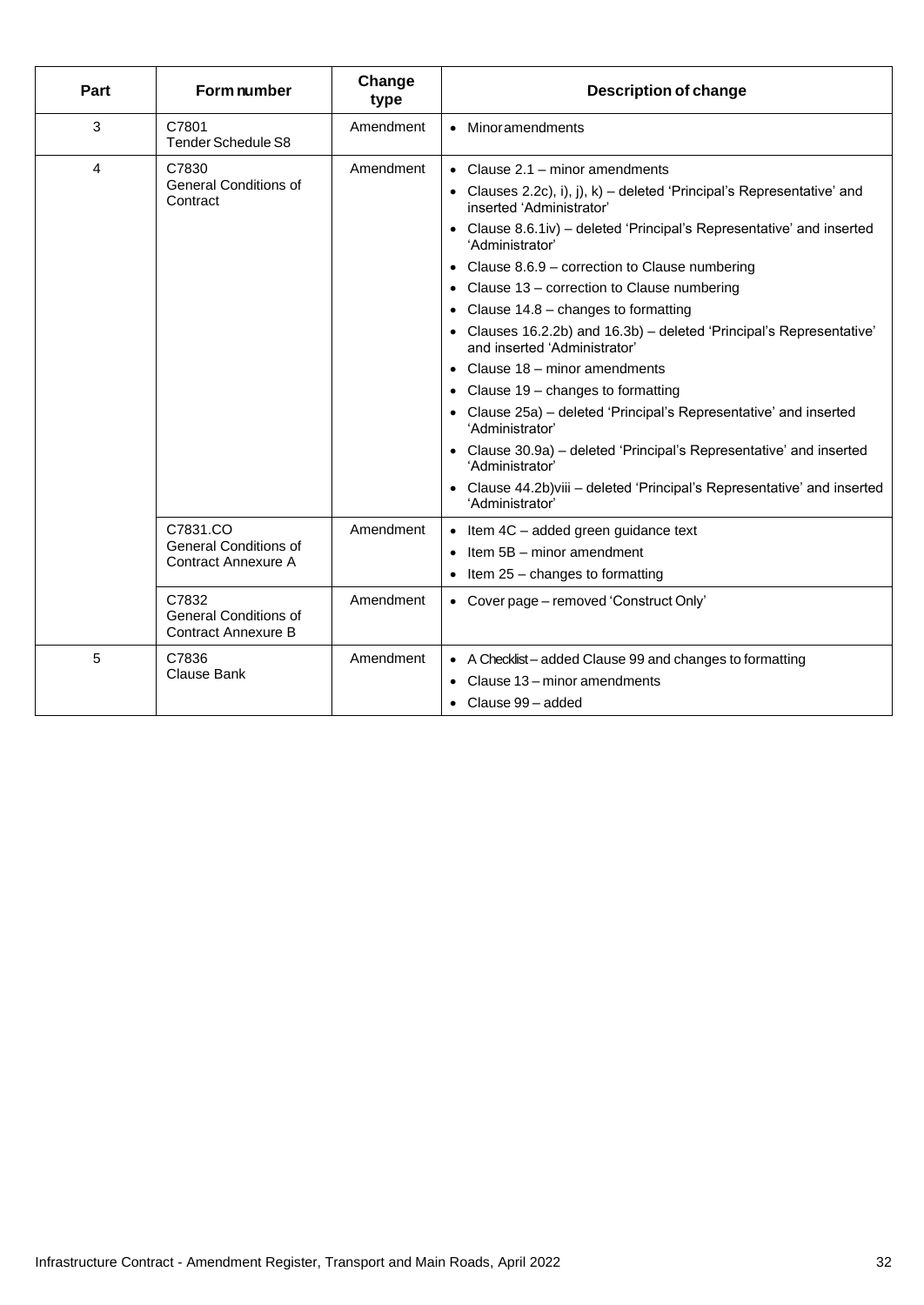| Part | Form number | Change type | Description of change |
|---|---|---|---|
| 3 | C7801<br>Tender Schedule S8 | Amendment | • Minor amendments |
| 4 | C7830<br>General Conditions of Contract | Amendment | • Clause 2.1 – minor amendments<br>• Clauses 2.2c), i), j), k) – deleted 'Principal's Representative' and inserted 'Administrator'<br>• Clause 8.6.1iv) – deleted 'Principal's Representative' and inserted 'Administrator'<br>• Clause 8.6.9 – correction to Clause numbering<br>• Clause 13 – correction to Clause numbering<br>• Clause 14.8 – changes to formatting<br>• Clauses 16.2.2b) and 16.3b) – deleted 'Principal's Representative' and inserted 'Administrator'<br>• Clause 18 – minor amendments<br>• Clause 19 – changes to formatting<br>• Clause 25a) – deleted 'Principal's Representative' and inserted 'Administrator'<br>• Clause 30.9a) – deleted 'Principal's Representative' and inserted 'Administrator'<br>• Clause 44.2b)viii – deleted 'Principal's Representative' and inserted 'Administrator' |
| | C7831.CO<br>General Conditions of Contract Annexure A | Amendment | • Item 4C – added green guidance text<br>• Item 5B – minor amendment<br>• Item 25 – changes to formatting |
| | C7832<br>General Conditions of Contract Annexure B | Amendment | • Cover page – removed 'Construct Only' |
| 5 | C7836<br>Clause Bank | Amendment | • A Checklist – added Clause 99 and changes to formatting<br>• Clause 13 – minor amendments<br>• Clause 99 – added |